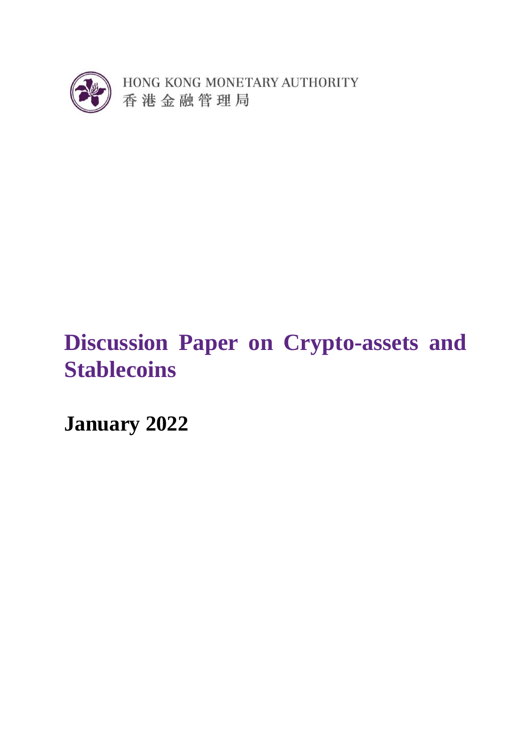HONG KONG MONETARY AUTHORITY
香港金融管理局

# Discussion Paper on Crypto-assets and Stablecoins

## January 2022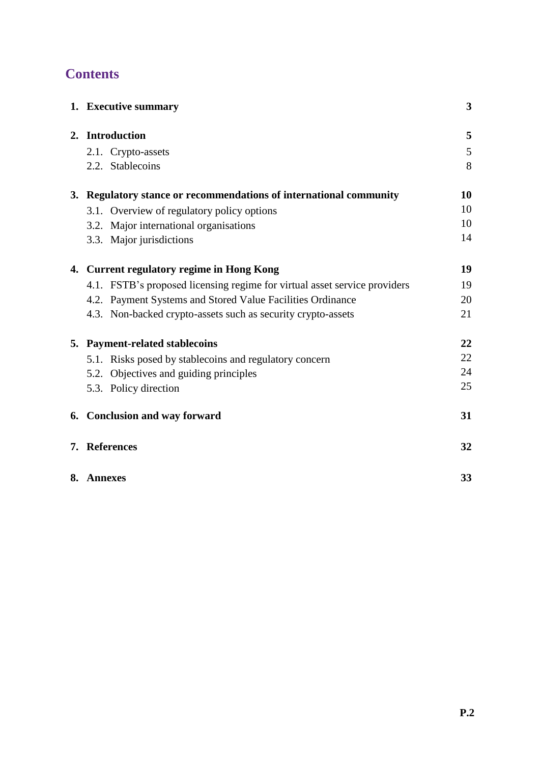# Contents

| | |
|---|---|
| **1. Executive summary** | **3** |
| **2. Introduction** | **5** |
| 2.1. Crypto-assets | 5 |
| 2.2. Stablecoins | 8 |
| **3. Regulatory stance or recommendations of international community** | **10** |
| 3.1. Overview of regulatory policy options | 10 |
| 3.2. Major international organisations | 10 |
| 3.3. Major jurisdictions | 14 |
| **4. Current regulatory regime in Hong Kong** | **19** |
| 4.1. FSTB's proposed licensing regime for virtual asset service providers | 19 |
| 4.2. Payment Systems and Stored Value Facilities Ordinance | 20 |
| 4.3. Non-backed crypto-assets such as security crypto-assets | 21 |
| **5. Payment-related stablecoins** | **22** |
| 5.1. Risks posed by stablecoins and regulatory concern | 22 |
| 5.2. Objectives and guiding principles | 24 |
| 5.3. Policy direction | 25 |
| **6. Conclusion and way forward** | **31** |
| **7. References** | **32** |
| **8. Annexes** | **33** |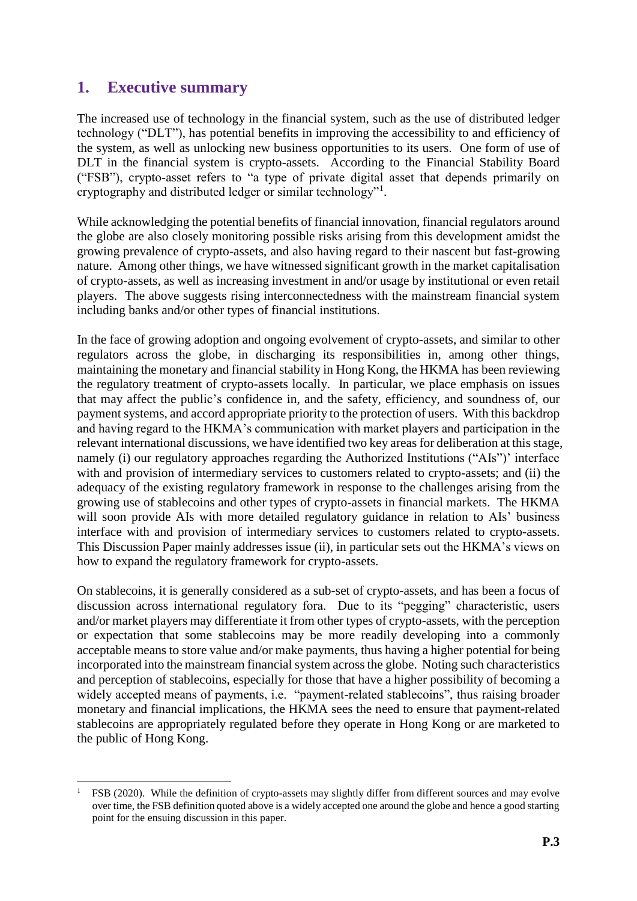## 1. Executive summary

The increased use of technology in the financial system, such as the use of distributed ledger technology ("DLT"), has potential benefits in improving the accessibility to and efficiency of the system, as well as unlocking new business opportunities to its users. One form of use of DLT in the financial system is crypto-assets. According to the Financial Stability Board ("FSB"), crypto-asset refers to "a type of private digital asset that depends primarily on cryptography and distributed ledger or similar technology"[1].

While acknowledging the potential benefits of financial innovation, financial regulators around the globe are also closely monitoring possible risks arising from this development amidst the growing prevalence of crypto-assets, and also having regard to their nascent but fast-growing nature. Among other things, we have witnessed significant growth in the market capitalisation of crypto-assets, as well as increasing investment in and/or usage by institutional or even retail players. The above suggests rising interconnectedness with the mainstream financial system including banks and/or other types of financial institutions.

In the face of growing adoption and ongoing evolvement of crypto-assets, and similar to other regulators across the globe, in discharging its responsibilities in, among other things, maintaining the monetary and financial stability in Hong Kong, the HKMA has been reviewing the regulatory treatment of crypto-assets locally. In particular, we place emphasis on issues that may affect the public's confidence in, and the safety, efficiency, and soundness of, our payment systems, and accord appropriate priority to the protection of users. With this backdrop and having regard to the HKMA's communication with market players and participation in the relevant international discussions, we have identified two key areas for deliberation at this stage, namely (i) our regulatory approaches regarding the Authorized Institutions ("AIs")' interface with and provision of intermediary services to customers related to crypto-assets; and (ii) the adequacy of the existing regulatory framework in response to the challenges arising from the growing use of stablecoins and other types of crypto-assets in financial markets. The HKMA will soon provide AIs with more detailed regulatory guidance in relation to AIs' business interface with and provision of intermediary services to customers related to crypto-assets. This Discussion Paper mainly addresses issue (ii), in particular sets out the HKMA's views on how to expand the regulatory framework for crypto-assets.

On stablecoins, it is generally considered as a sub-set of crypto-assets, and has been a focus of discussion across international regulatory fora. Due to its "pegging" characteristic, users and/or market players may differentiate it from other types of crypto-assets, with the perception or expectation that some stablecoins may be more readily developing into a commonly acceptable means to store value and/or make payments, thus having a higher potential for being incorporated into the mainstream financial system across the globe. Noting such characteristics and perception of stablecoins, especially for those that have a higher possibility of becoming a widely accepted means of payments, i.e. "payment-related stablecoins", thus raising broader monetary and financial implications, the HKMA sees the need to ensure that payment-related stablecoins are appropriately regulated before they operate in Hong Kong or are marketed to the public of Hong Kong.

[1] FSB (2020). While the definition of crypto-assets may slightly differ from different sources and may evolve over time, the FSB definition quoted above is a widely accepted one around the globe and hence a good starting point for the ensuing discussion in this paper.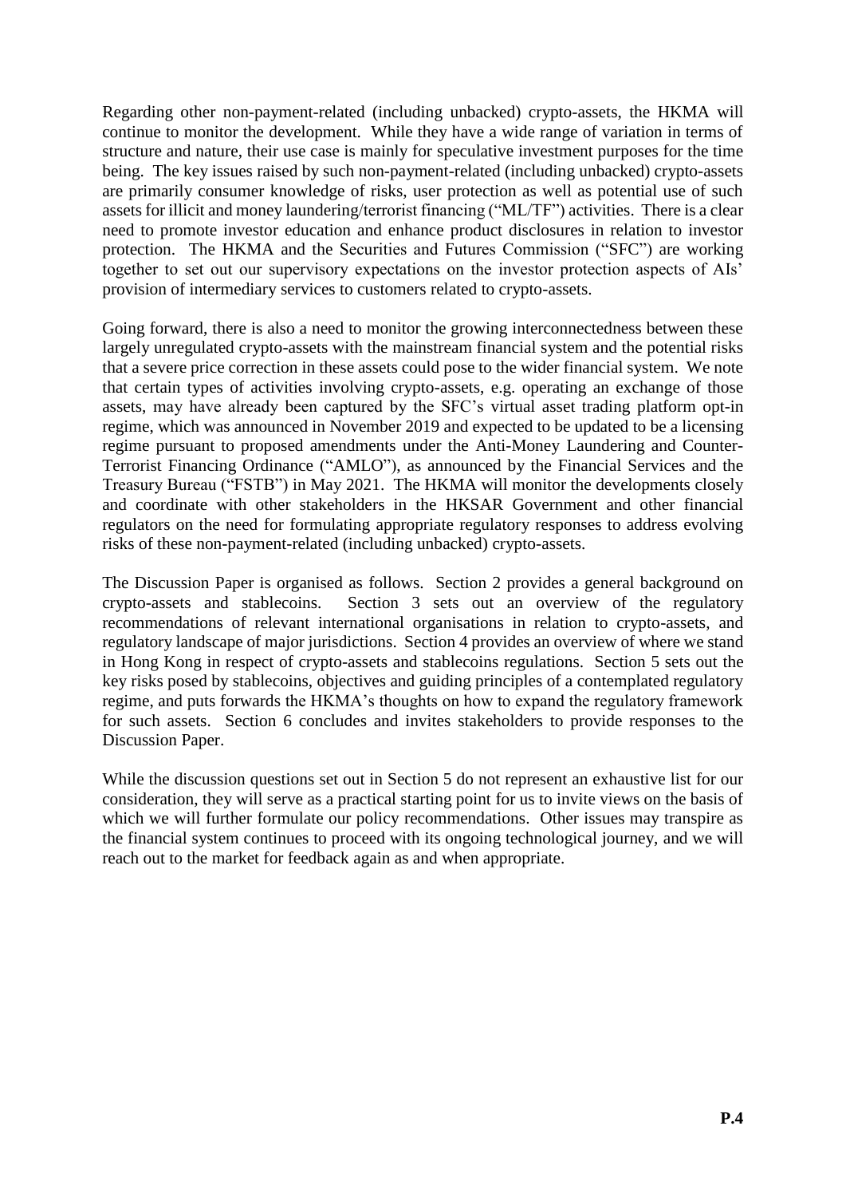Regarding other non-payment-related (including unbacked) crypto-assets, the HKMA will continue to monitor the development. While they have a wide range of variation in terms of structure and nature, their use case is mainly for speculative investment purposes for the time being. The key issues raised by such non-payment-related (including unbacked) crypto-assets are primarily consumer knowledge of risks, user protection as well as potential use of such assets for illicit and money laundering/terrorist financing ("ML/TF") activities. There is a clear need to promote investor education and enhance product disclosures in relation to investor protection. The HKMA and the Securities and Futures Commission ("SFC") are working together to set out our supervisory expectations on the investor protection aspects of AIs' provision of intermediary services to customers related to crypto-assets.

Going forward, there is also a need to monitor the growing interconnectedness between these largely unregulated crypto-assets with the mainstream financial system and the potential risks that a severe price correction in these assets could pose to the wider financial system. We note that certain types of activities involving crypto-assets, e.g. operating an exchange of those assets, may have already been captured by the SFC's virtual asset trading platform opt-in regime, which was announced in November 2019 and expected to be updated to be a licensing regime pursuant to proposed amendments under the Anti-Money Laundering and Counter-Terrorist Financing Ordinance ("AMLO"), as announced by the Financial Services and the Treasury Bureau ("FSTB") in May 2021. The HKMA will monitor the developments closely and coordinate with other stakeholders in the HKSAR Government and other financial regulators on the need for formulating appropriate regulatory responses to address evolving risks of these non-payment-related (including unbacked) crypto-assets.

The Discussion Paper is organised as follows. Section 2 provides a general background on crypto-assets and stablecoins. Section 3 sets out an overview of the regulatory recommendations of relevant international organisations in relation to crypto-assets, and regulatory landscape of major jurisdictions. Section 4 provides an overview of where we stand in Hong Kong in respect of crypto-assets and stablecoins regulations. Section 5 sets out the key risks posed by stablecoins, objectives and guiding principles of a contemplated regulatory regime, and puts forwards the HKMA's thoughts on how to expand the regulatory framework for such assets. Section 6 concludes and invites stakeholders to provide responses to the Discussion Paper.

While the discussion questions set out in Section 5 do not represent an exhaustive list for our consideration, they will serve as a practical starting point for us to invite views on the basis of which we will further formulate our policy recommendations. Other issues may transpire as the financial system continues to proceed with its ongoing technological journey, and we will reach out to the market for feedback again as and when appropriate.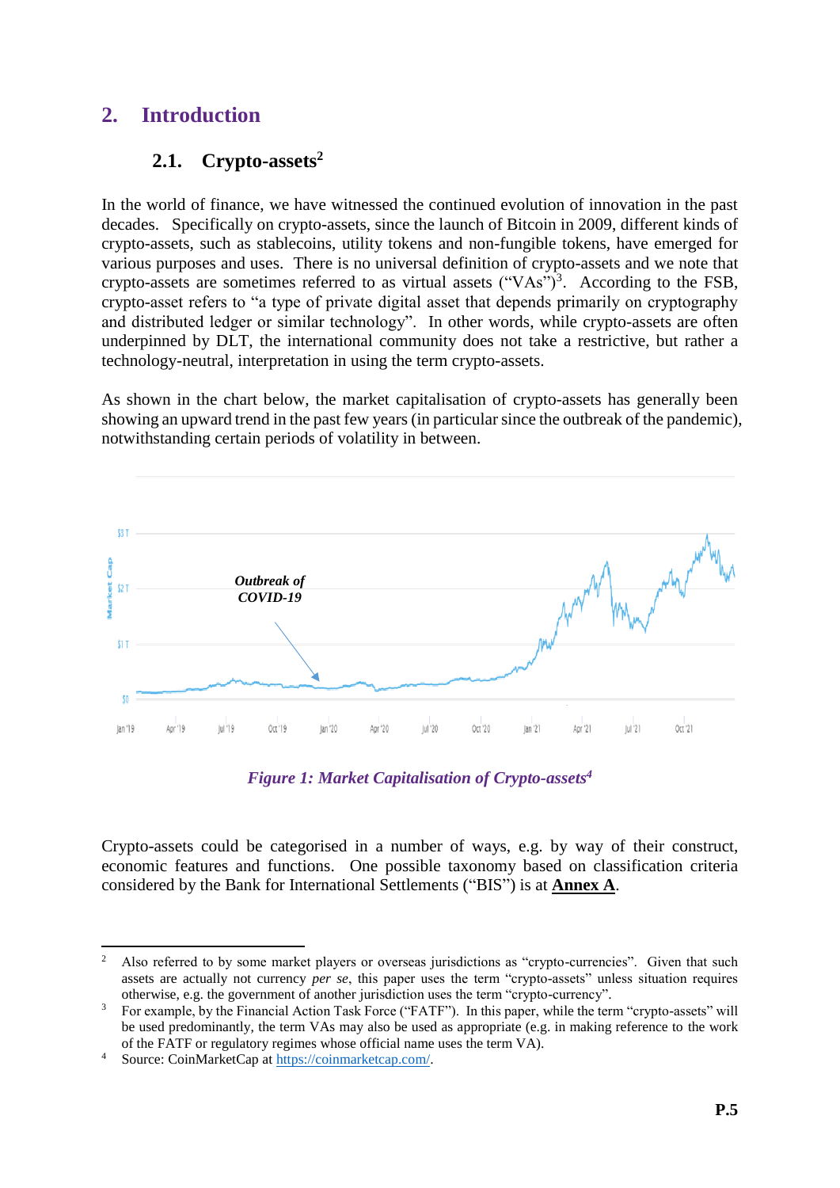## 2. Introduction

### 2.1. Crypto-assets[2]

In the world of finance, we have witnessed the continued evolution of innovation in the past decades. Specifically on crypto-assets, since the launch of Bitcoin in 2009, different kinds of crypto-assets, such as stablecoins, utility tokens and non-fungible tokens, have emerged for various purposes and uses. There is no universal definition of crypto-assets and we note that crypto-assets are sometimes referred to as virtual assets ("VAs")[3]. According to the FSB, crypto-asset refers to "a type of private digital asset that depends primarily on cryptography and distributed ledger or similar technology". In other words, while crypto-assets are often underpinned by DLT, the international community does not take a restrictive, but rather a technology-neutral, interpretation in using the term crypto-assets.

As shown in the chart below, the market capitalisation of crypto-assets has generally been showing an upward trend in the past few years (in particular since the outbreak of the pandemic), notwithstanding certain periods of volatility in between.

*Figure 1: Market Capitalisation of Crypto-assets[4]*

Crypto-assets could be categorised in a number of ways, e.g. by way of their construct, economic features and functions. One possible taxonomy based on classification criteria considered by the Bank for International Settlements ("BIS") is at **Annex A**.

---

[2] Also referred to by some market players or overseas jurisdictions as "crypto-currencies". Given that such assets are actually not currency *per se*, this paper uses the term "crypto-assets" unless situation requires otherwise, e.g. the government of another jurisdiction uses the term "crypto-currency".

[3] For example, by the Financial Action Task Force ("FATF"). In this paper, while the term "crypto-assets" will be used predominantly, the term VAs may also be used as appropriate (e.g. in making reference to the work of the FATF or regulatory regimes whose official name uses the term VA).

[4] Source: CoinMarketCap at https://coinmarketcap.com/.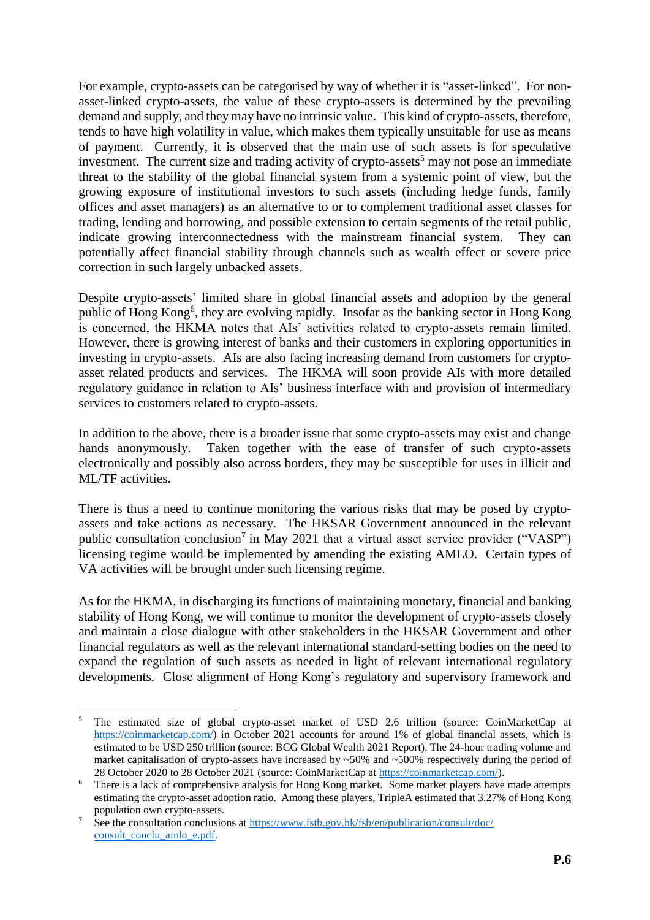For example, crypto-assets can be categorised by way of whether it is "asset-linked". For non-asset-linked crypto-assets, the value of these crypto-assets is determined by the prevailing demand and supply, and they may have no intrinsic value. This kind of crypto-assets, therefore, tends to have high volatility in value, which makes them typically unsuitable for use as means of payment. Currently, it is observed that the main use of such assets is for speculative investment. The current size and trading activity of crypto-assets[5] may not pose an immediate threat to the stability of the global financial system from a systemic point of view, but the growing exposure of institutional investors to such assets (including hedge funds, family offices and asset managers) as an alternative to or to complement traditional asset classes for trading, lending and borrowing, and possible extension to certain segments of the retail public, indicate growing interconnectedness with the mainstream financial system. They can potentially affect financial stability through channels such as wealth effect or severe price correction in such largely unbacked assets.

Despite crypto-assets' limited share in global financial assets and adoption by the general public of Hong Kong[6], they are evolving rapidly. Insofar as the banking sector in Hong Kong is concerned, the HKMA notes that AIs' activities related to crypto-assets remain limited. However, there is growing interest of banks and their customers in exploring opportunities in investing in crypto-assets. AIs are also facing increasing demand from customers for crypto-asset related products and services. The HKMA will soon provide AIs with more detailed regulatory guidance in relation to AIs' business interface with and provision of intermediary services to customers related to crypto-assets.

In addition to the above, there is a broader issue that some crypto-assets may exist and change hands anonymously. Taken together with the ease of transfer of such crypto-assets electronically and possibly also across borders, they may be susceptible for uses in illicit and ML/TF activities.

There is thus a need to continue monitoring the various risks that may be posed by crypto-assets and take actions as necessary. The HKSAR Government announced in the relevant public consultation conclusion[7] in May 2021 that a virtual asset service provider ("VASP") licensing regime would be implemented by amending the existing AMLO. Certain types of VA activities will be brought under such licensing regime.

As for the HKMA, in discharging its functions of maintaining monetary, financial and banking stability of Hong Kong, we will continue to monitor the development of crypto-assets closely and maintain a close dialogue with other stakeholders in the HKSAR Government and other financial regulators as well as the relevant international standard-setting bodies on the need to expand the regulation of such assets as needed in light of relevant international regulatory developments. Close alignment of Hong Kong's regulatory and supervisory framework and

---

[5] The estimated size of global crypto-asset market of USD 2.6 trillion (source: CoinMarketCap at https://coinmarketcap.com/) in October 2021 accounts for around 1% of global financial assets, which is estimated to be USD 250 trillion (source: BCG Global Wealth 2021 Report). The 24-hour trading volume and market capitalisation of crypto-assets have increased by ~50% and ~500% respectively during the period of 28 October 2020 to 28 October 2021 (source: CoinMarketCap at https://coinmarketcap.com/).

[6] There is a lack of comprehensive analysis for Hong Kong market. Some market players have made attempts estimating the crypto-asset adoption ratio. Among these players, TripleA estimated that 3.27% of Hong Kong population own crypto-assets.

[7] See the consultation conclusions at https://www.fstb.gov.hk/fsb/en/publication/consult/doc/consult_conclu_amlo_e.pdf.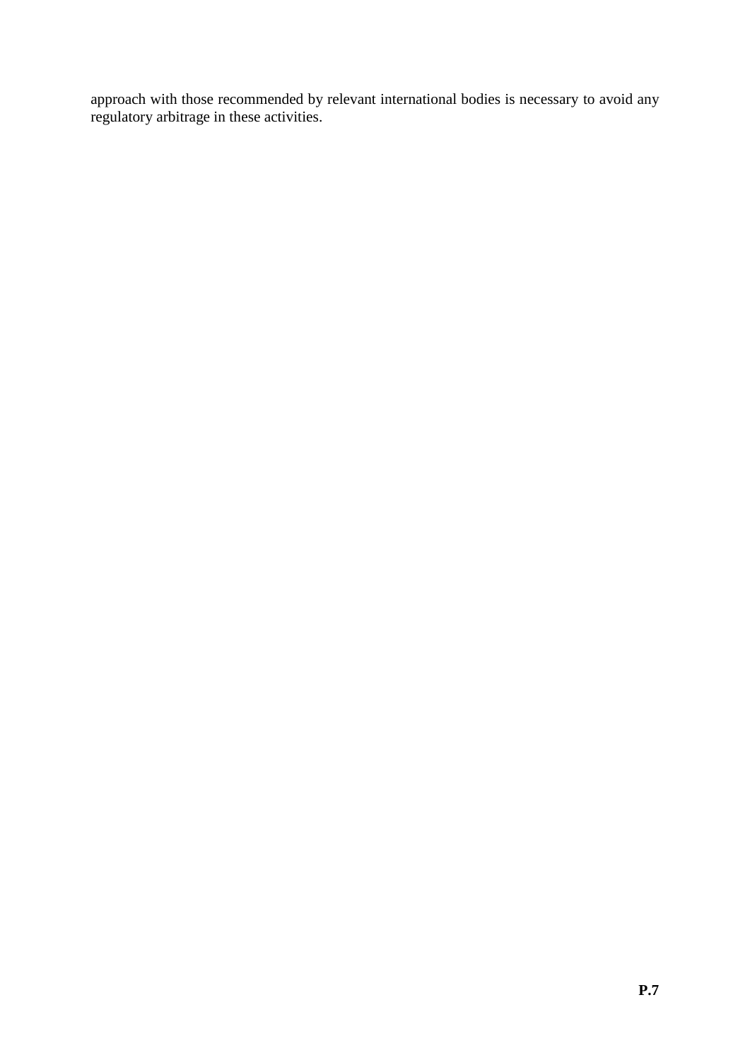approach with those recommended by relevant international bodies is necessary to avoid any regulatory arbitrage in these activities.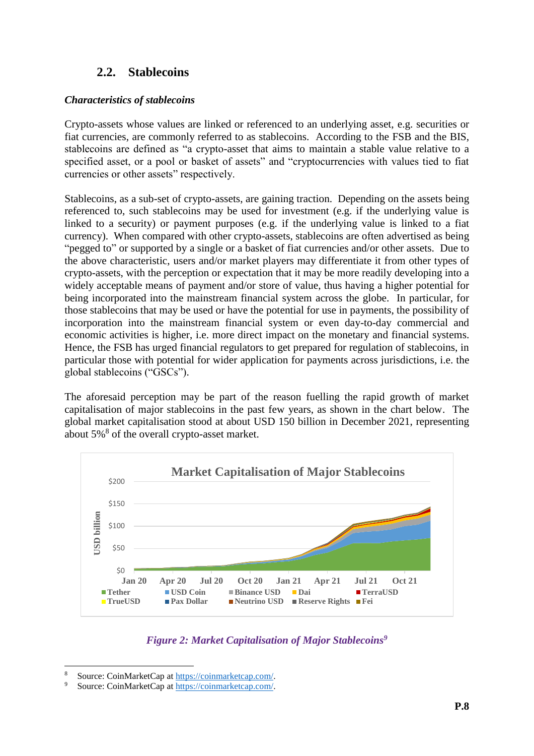## 2.2. Stablecoins

***Characteristics of stablecoins***

Crypto-assets whose values are linked or referenced to an underlying asset, e.g. securities or fiat currencies, are commonly referred to as stablecoins. According to the FSB and the BIS, stablecoins are defined as "a crypto-asset that aims to maintain a stable value relative to a specified asset, or a pool or basket of assets" and "cryptocurrencies with values tied to fiat currencies or other assets" respectively.

Stablecoins, as a sub-set of crypto-assets, are gaining traction. Depending on the assets being referenced to, such stablecoins may be used for investment (e.g. if the underlying value is linked to a security) or payment purposes (e.g. if the underlying value is linked to a fiat currency). When compared with other crypto-assets, stablecoins are often advertised as being "pegged to" or supported by a single or a basket of fiat currencies and/or other assets. Due to the above characteristic, users and/or market players may differentiate it from other types of crypto-assets, with the perception or expectation that it may be more readily developing into a widely acceptable means of payment and/or store of value, thus having a higher potential for being incorporated into the mainstream financial system across the globe. In particular, for those stablecoins that may be used or have the potential for use in payments, the possibility of incorporation into the mainstream financial system or even day-to-day commercial and economic activities is higher, i.e. more direct impact on the monetary and financial systems. Hence, the FSB has urged financial regulators to get prepared for regulation of stablecoins, in particular those with potential for wider application for payments across jurisdictions, i.e. the global stablecoins ("GSCs").

The aforesaid perception may be part of the reason fuelling the rapid growth of market capitalisation of major stablecoins in the past few years, as shown in the chart below. The global market capitalisation stood at about USD 150 billion in December 2021, representing about 5%[8] of the overall crypto-asset market.

*Figure 2: Market Capitalisation of Major Stablecoins[9]*

---

[8] Source: CoinMarketCap at https://coinmarketcap.com/.

[9] Source: CoinMarketCap at https://coinmarketcap.com/.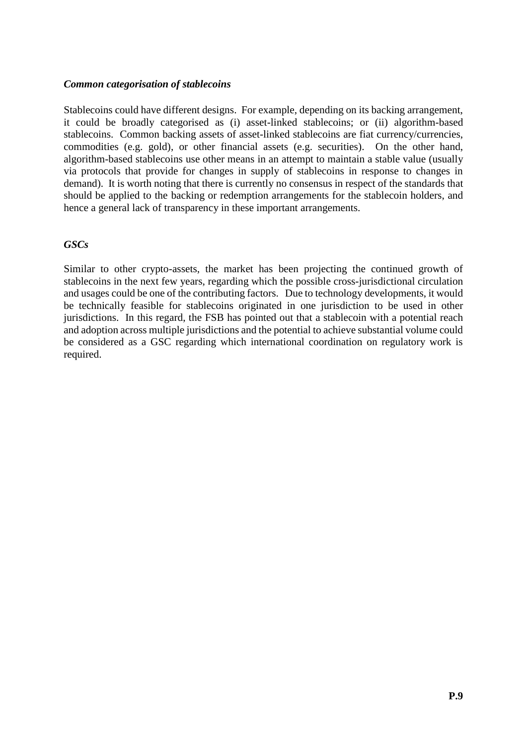***Common categorisation of stablecoins***

Stablecoins could have different designs. For example, depending on its backing arrangement, it could be broadly categorised as (i) asset-linked stablecoins; or (ii) algorithm-based stablecoins. Common backing assets of asset-linked stablecoins are fiat currency/currencies, commodities (e.g. gold), or other financial assets (e.g. securities). On the other hand, algorithm-based stablecoins use other means in an attempt to maintain a stable value (usually via protocols that provide for changes in supply of stablecoins in response to changes in demand). It is worth noting that there is currently no consensus in respect of the standards that should be applied to the backing or redemption arrangements for the stablecoin holders, and hence a general lack of transparency in these important arrangements.

***GSCs***

Similar to other crypto-assets, the market has been projecting the continued growth of stablecoins in the next few years, regarding which the possible cross-jurisdictional circulation and usages could be one of the contributing factors. Due to technology developments, it would be technically feasible for stablecoins originated in one jurisdiction to be used in other jurisdictions. In this regard, the FSB has pointed out that a stablecoin with a potential reach and adoption across multiple jurisdictions and the potential to achieve substantial volume could be considered as a GSC regarding which international coordination on regulatory work is required.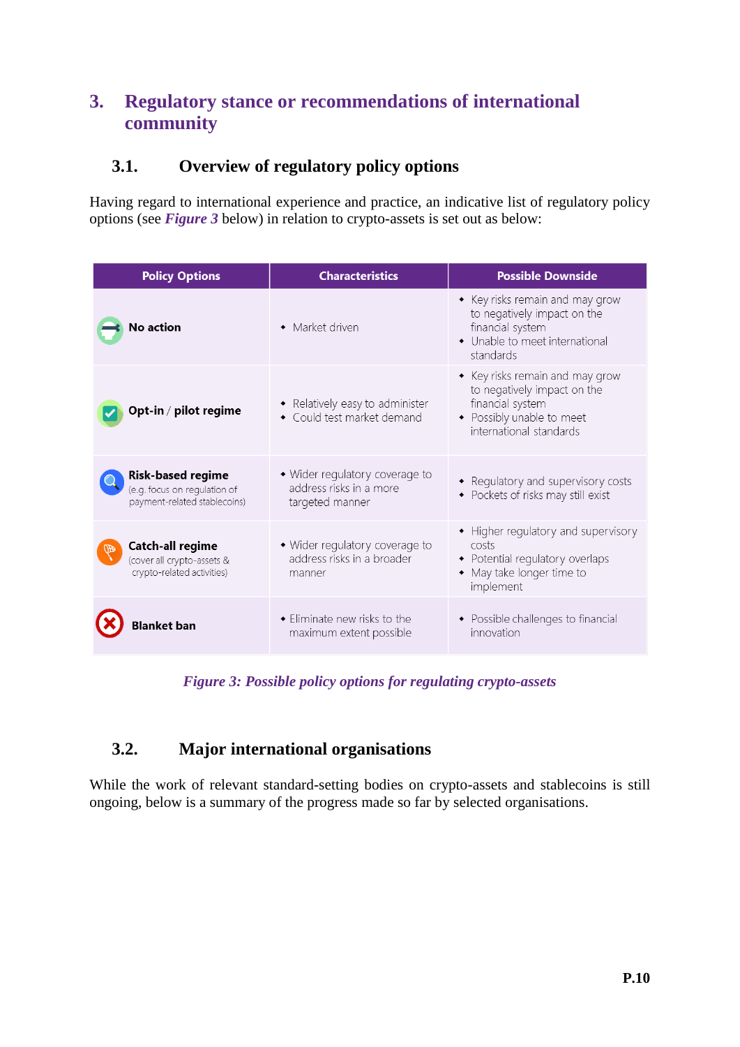## 3. Regulatory stance or recommendations of international community

### 3.1. Overview of regulatory policy options

Having regard to international experience and practice, an indicative list of regulatory policy options (see ***Figure 3*** below) in relation to crypto-assets is set out as below:

| Policy Options | Characteristics | Possible Downside |
|---|---|---|
| **No action** | • Market driven | • Key risks remain and may grow to negatively impact on the financial system<br>• Unable to meet international standards |
| **Opt-in / pilot regime** | • Relatively easy to administer<br>• Could test market demand | • Key risks remain and may grow to negatively impact on the financial system<br>• Possibly unable to meet international standards |
| **Risk-based regime** (e.g. focus on regulation of payment-related stablecoins) | • Wider regulatory coverage to address risks in a more targeted manner | • Regulatory and supervisory costs<br>• Pockets of risks may still exist |
| **Catch-all regime** (cover all crypto-assets & crypto-related activities) | • Wider regulatory coverage to address risks in a broader manner | • Higher regulatory and supervisory costs<br>• Potential regulatory overlaps<br>• May take longer time to implement |
| **Blanket ban** | • Eliminate new risks to the maximum extent possible | • Possible challenges to financial innovation |

***Figure 3: Possible policy options for regulating crypto-assets***

### 3.2. Major international organisations

While the work of relevant standard-setting bodies on crypto-assets and stablecoins is still ongoing, below is a summary of the progress made so far by selected organisations.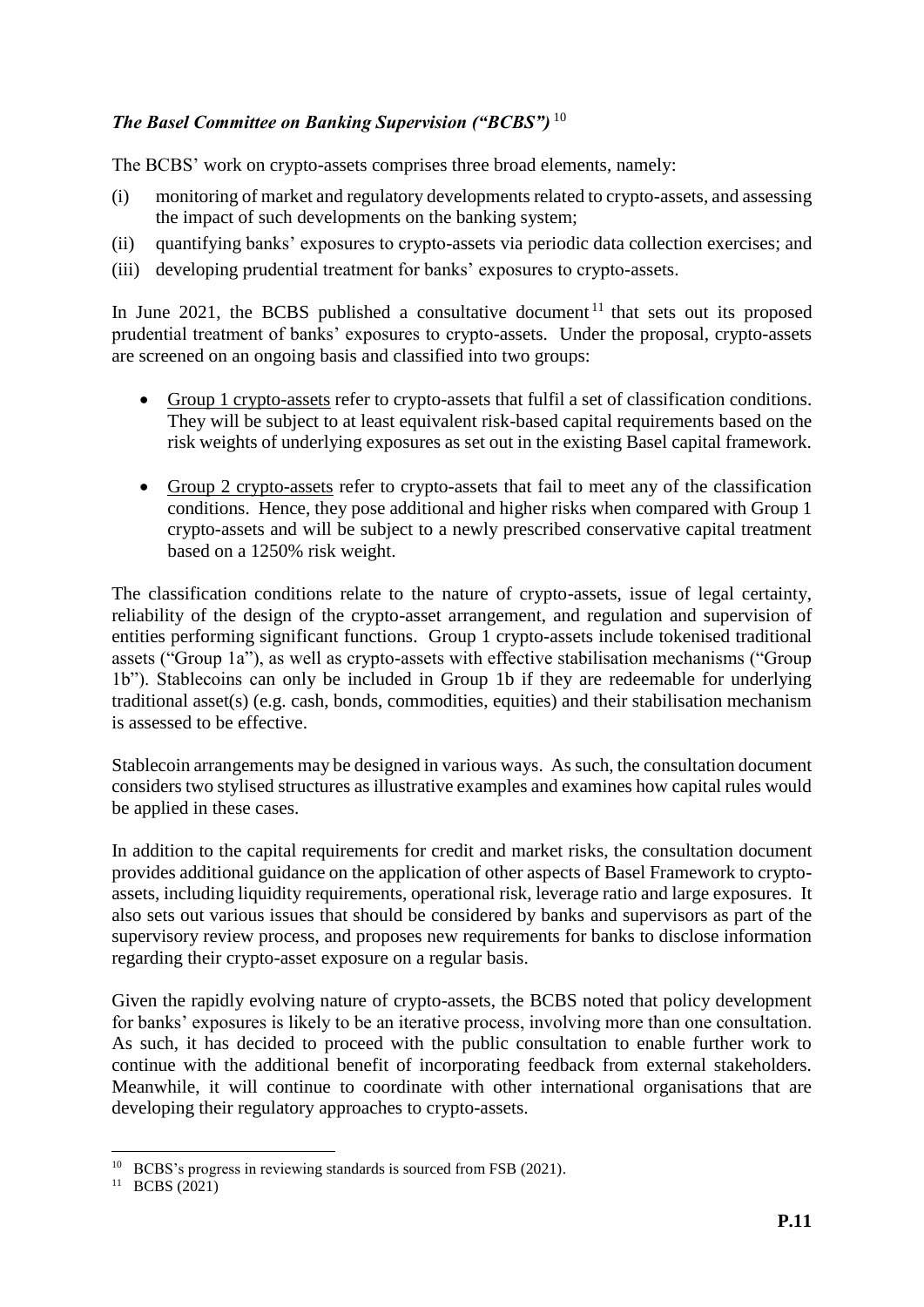### *The Basel Committee on Banking Supervision ("BCBS")* [10]

The BCBS' work on crypto-assets comprises three broad elements, namely:

(i) monitoring of market and regulatory developments related to crypto-assets, and assessing the impact of such developments on the banking system;

(ii) quantifying banks' exposures to crypto-assets via periodic data collection exercises; and

(iii) developing prudential treatment for banks' exposures to crypto-assets.

In June 2021, the BCBS published a consultative document [11] that sets out its proposed prudential treatment of banks' exposures to crypto-assets. Under the proposal, crypto-assets are screened on an ongoing basis and classified into two groups:

- Group 1 crypto-assets refer to crypto-assets that fulfil a set of classification conditions. They will be subject to at least equivalent risk-based capital requirements based on the risk weights of underlying exposures as set out in the existing Basel capital framework.

- Group 2 crypto-assets refer to crypto-assets that fail to meet any of the classification conditions. Hence, they pose additional and higher risks when compared with Group 1 crypto-assets and will be subject to a newly prescribed conservative capital treatment based on a 1250% risk weight.

The classification conditions relate to the nature of crypto-assets, issue of legal certainty, reliability of the design of the crypto-asset arrangement, and regulation and supervision of entities performing significant functions. Group 1 crypto-assets include tokenised traditional assets ("Group 1a"), as well as crypto-assets with effective stabilisation mechanisms ("Group 1b"). Stablecoins can only be included in Group 1b if they are redeemable for underlying traditional asset(s) (e.g. cash, bonds, commodities, equities) and their stabilisation mechanism is assessed to be effective.

Stablecoin arrangements may be designed in various ways. As such, the consultation document considers two stylised structures as illustrative examples and examines how capital rules would be applied in these cases.

In addition to the capital requirements for credit and market risks, the consultation document provides additional guidance on the application of other aspects of Basel Framework to crypto-assets, including liquidity requirements, operational risk, leverage ratio and large exposures. It also sets out various issues that should be considered by banks and supervisors as part of the supervisory review process, and proposes new requirements for banks to disclose information regarding their crypto-asset exposure on a regular basis.

Given the rapidly evolving nature of crypto-assets, the BCBS noted that policy development for banks' exposures is likely to be an iterative process, involving more than one consultation. As such, it has decided to proceed with the public consultation to enable further work to continue with the additional benefit of incorporating feedback from external stakeholders. Meanwhile, it will continue to coordinate with other international organisations that are developing their regulatory approaches to crypto-assets.

---

[10] BCBS's progress in reviewing standards is sourced from FSB (2021).

[11] BCBS (2021)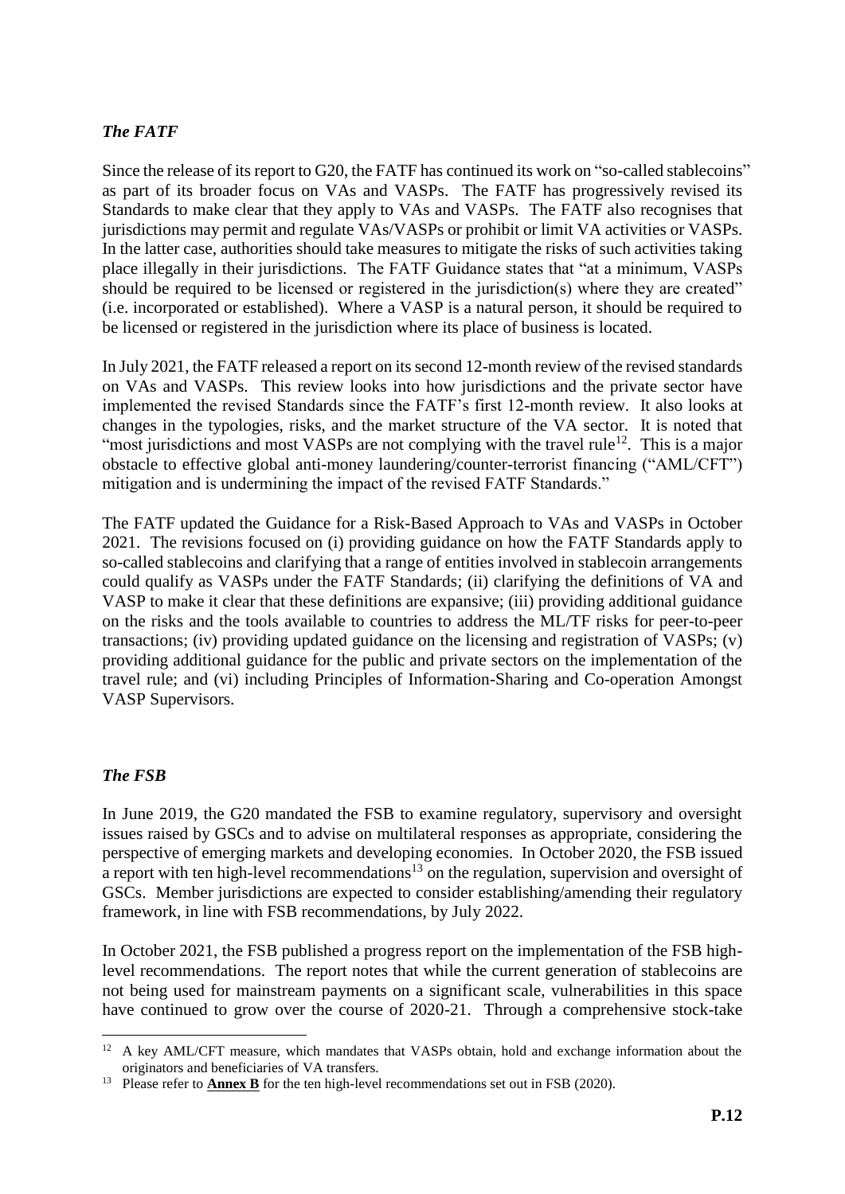### *The FATF*

Since the release of its report to G20, the FATF has continued its work on "so-called stablecoins" as part of its broader focus on VAs and VASPs. The FATF has progressively revised its Standards to make clear that they apply to VAs and VASPs. The FATF also recognises that jurisdictions may permit and regulate VAs/VASPs or prohibit or limit VA activities or VASPs. In the latter case, authorities should take measures to mitigate the risks of such activities taking place illegally in their jurisdictions. The FATF Guidance states that "at a minimum, VASPs should be required to be licensed or registered in the jurisdiction(s) where they are created" (i.e. incorporated or established). Where a VASP is a natural person, it should be required to be licensed or registered in the jurisdiction where its place of business is located.

In July 2021, the FATF released a report on its second 12-month review of the revised standards on VAs and VASPs. This review looks into how jurisdictions and the private sector have implemented the revised Standards since the FATF's first 12-month review. It also looks at changes in the typologies, risks, and the market structure of the VA sector. It is noted that "most jurisdictions and most VASPs are not complying with the travel rule[12]. This is a major obstacle to effective global anti-money laundering/counter-terrorist financing ("AML/CFT") mitigation and is undermining the impact of the revised FATF Standards."

The FATF updated the Guidance for a Risk-Based Approach to VAs and VASPs in October 2021. The revisions focused on (i) providing guidance on how the FATF Standards apply to so-called stablecoins and clarifying that a range of entities involved in stablecoin arrangements could qualify as VASPs under the FATF Standards; (ii) clarifying the definitions of VA and VASP to make it clear that these definitions are expansive; (iii) providing additional guidance on the risks and the tools available to countries to address the ML/TF risks for peer-to-peer transactions; (iv) providing updated guidance on the licensing and registration of VASPs; (v) providing additional guidance for the public and private sectors on the implementation of the travel rule; and (vi) including Principles of Information-Sharing and Co-operation Amongst VASP Supervisors.

### *The FSB*

In June 2019, the G20 mandated the FSB to examine regulatory, supervisory and oversight issues raised by GSCs and to advise on multilateral responses as appropriate, considering the perspective of emerging markets and developing economies. In October 2020, the FSB issued a report with ten high-level recommendations[13] on the regulation, supervision and oversight of GSCs. Member jurisdictions are expected to consider establishing/amending their regulatory framework, in line with FSB recommendations, by July 2022.

In October 2021, the FSB published a progress report on the implementation of the FSB high-level recommendations. The report notes that while the current generation of stablecoins are not being used for mainstream payments on a significant scale, vulnerabilities in this space have continued to grow over the course of 2020-21. Through a comprehensive stock-take

---

[12] A key AML/CFT measure, which mandates that VASPs obtain, hold and exchange information about the originators and beneficiaries of VA transfers.

[13] Please refer to **Annex B** for the ten high-level recommendations set out in FSB (2020).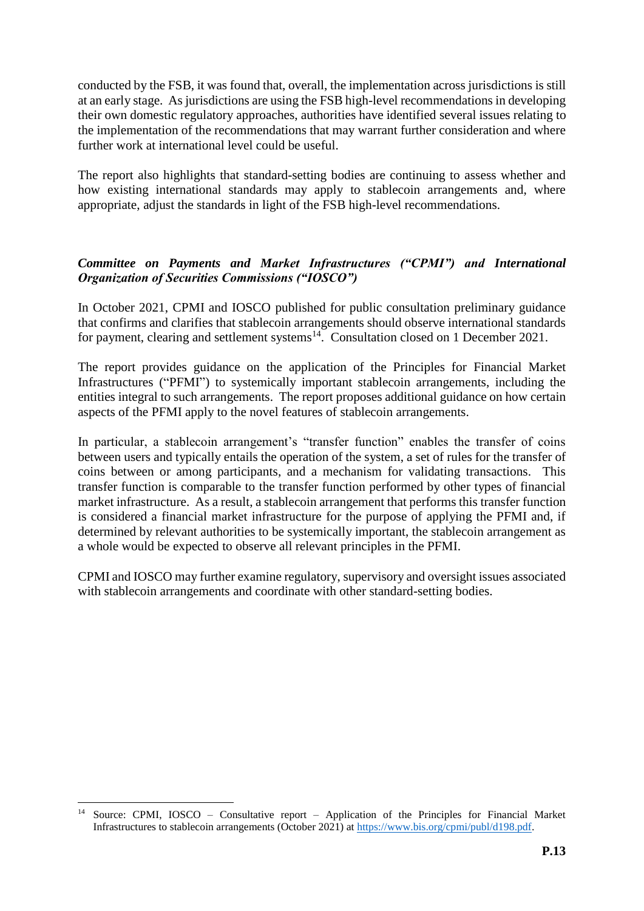conducted by the FSB, it was found that, overall, the implementation across jurisdictions is still at an early stage. As jurisdictions are using the FSB high-level recommendations in developing their own domestic regulatory approaches, authorities have identified several issues relating to the implementation of the recommendations that may warrant further consideration and where further work at international level could be useful.

The report also highlights that standard-setting bodies are continuing to assess whether and how existing international standards may apply to stablecoin arrangements and, where appropriate, adjust the standards in light of the FSB high-level recommendations.

***Committee on Payments and Market Infrastructures ("CPMI") and International Organization of Securities Commissions ("IOSCO")***

In October 2021, CPMI and IOSCO published for public consultation preliminary guidance that confirms and clarifies that stablecoin arrangements should observe international standards for payment, clearing and settlement systems[14]. Consultation closed on 1 December 2021.

The report provides guidance on the application of the Principles for Financial Market Infrastructures ("PFMI") to systemically important stablecoin arrangements, including the entities integral to such arrangements. The report proposes additional guidance on how certain aspects of the PFMI apply to the novel features of stablecoin arrangements.

In particular, a stablecoin arrangement's "transfer function" enables the transfer of coins between users and typically entails the operation of the system, a set of rules for the transfer of coins between or among participants, and a mechanism for validating transactions. This transfer function is comparable to the transfer function performed by other types of financial market infrastructure. As a result, a stablecoin arrangement that performs this transfer function is considered a financial market infrastructure for the purpose of applying the PFMI and, if determined by relevant authorities to be systemically important, the stablecoin arrangement as a whole would be expected to observe all relevant principles in the PFMI.

CPMI and IOSCO may further examine regulatory, supervisory and oversight issues associated with stablecoin arrangements and coordinate with other standard-setting bodies.

---

[14] Source: CPMI, IOSCO – Consultative report – Application of the Principles for Financial Market Infrastructures to stablecoin arrangements (October 2021) at https://www.bis.org/cpmi/publ/d198.pdf.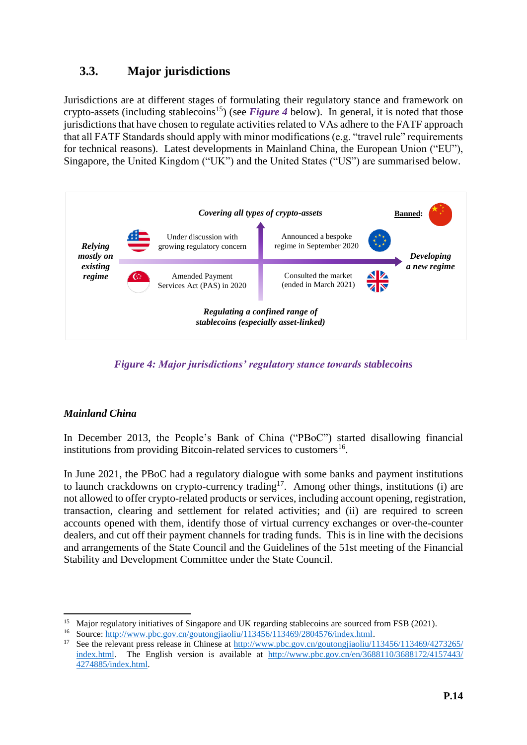## 3.3. Major jurisdictions

Jurisdictions are at different stages of formulating their regulatory stance and framework on crypto-assets (including stablecoins[15]) (see ***Figure 4*** below). In general, it is noted that those jurisdictions that have chosen to regulate activities related to VAs adhere to the FATF approach that all FATF Standards should apply with minor modifications (e.g. "travel rule" requirements for technical reasons). Latest developments in Mainland China, the European Union ("EU"), Singapore, the United Kingdom ("UK") and the United States ("US") are summarised below.

*Covering all types of crypto-assets*

**Banned:** (Mainland China)

*Relying mostly on existing regime*

*Developing a new regime*

- US: Under discussion with growing regulatory concern
- EU: Announced a bespoke regime in September 2020
- Singapore: Amended Payment Services Act (PAS) in 2020
- UK: Consulted the market (ended in March 2021)

*Regulating a confined range of stablecoins (especially asset-linked)*

***Figure 4: Major jurisdictions' regulatory stance towards stablecoins***

### *Mainland China*

In December 2013, the People's Bank of China ("PBoC") started disallowing financial institutions from providing Bitcoin-related services to customers[16].

In June 2021, the PBoC had a regulatory dialogue with some banks and payment institutions to launch crackdowns on crypto-currency trading[17]. Among other things, institutions (i) are not allowed to offer crypto-related products or services, including account opening, registration, transaction, clearing and settlement for related activities; and (ii) are required to screen accounts opened with them, identify those of virtual currency exchanges or over-the-counter dealers, and cut off their payment channels for trading funds. This is in line with the decisions and arrangements of the State Council and the Guidelines of the 51st meeting of the Financial Stability and Development Committee under the State Council.

---

[15] Major regulatory initiatives of Singapore and UK regarding stablecoins are sourced from FSB (2021).

[16] Source: http://www.pbc.gov.cn/goutongjiaoliu/113456/113469/2804576/index.html.

[17] See the relevant press release in Chinese at http://www.pbc.gov.cn/goutongjiaoliu/113456/113469/4273265/index.html. The English version is available at http://www.pbc.gov.cn/en/3688110/3688172/4157443/4274885/index.html.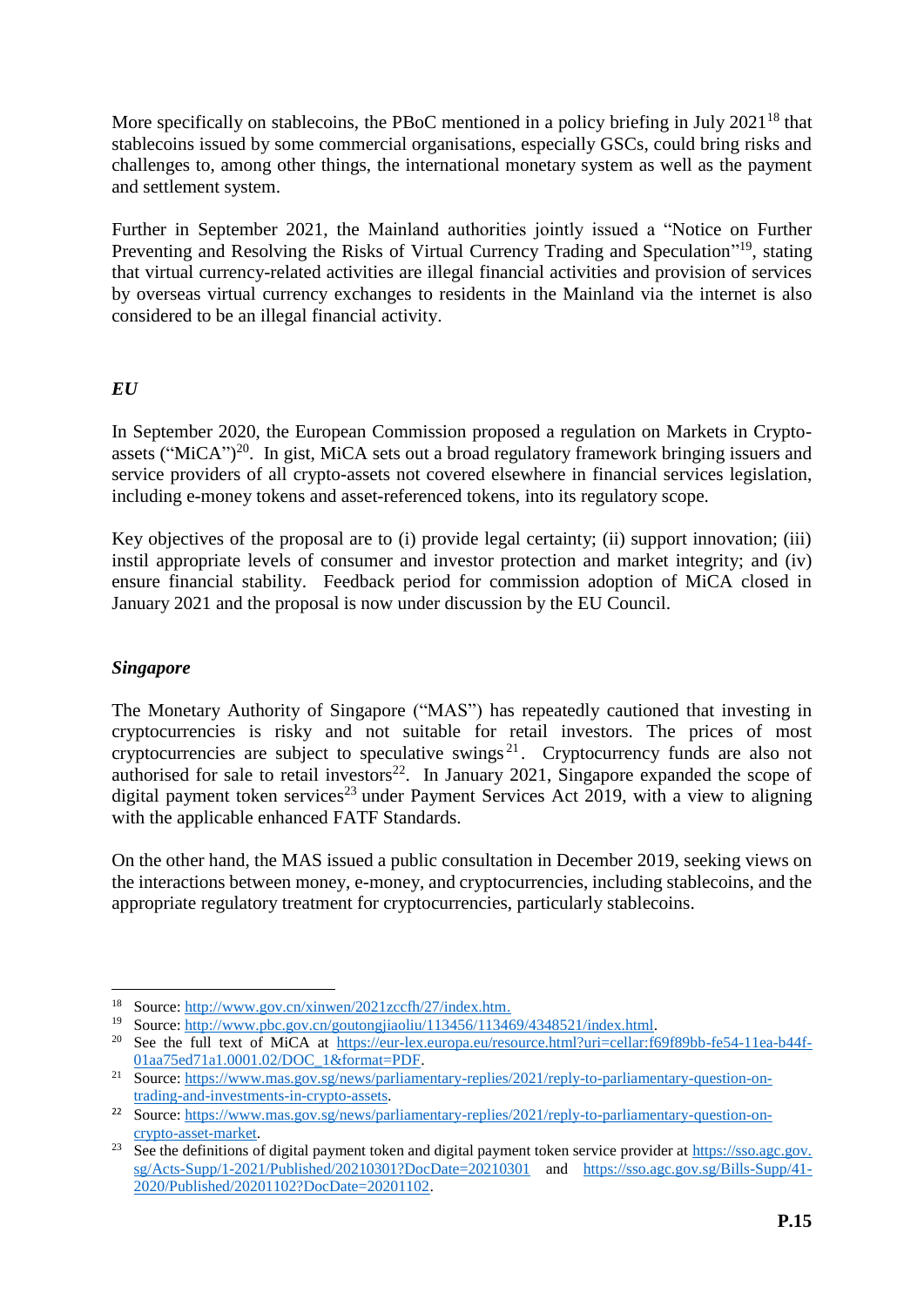More specifically on stablecoins, the PBoC mentioned in a policy briefing in July 2021[18] that stablecoins issued by some commercial organisations, especially GSCs, could bring risks and challenges to, among other things, the international monetary system as well as the payment and settlement system.

Further in September 2021, the Mainland authorities jointly issued a "Notice on Further Preventing and Resolving the Risks of Virtual Currency Trading and Speculation"[19], stating that virtual currency-related activities are illegal financial activities and provision of services by overseas virtual currency exchanges to residents in the Mainland via the internet is also considered to be an illegal financial activity.

### *EU*

In September 2020, the European Commission proposed a regulation on Markets in Crypto-assets ("MiCA")[20]. In gist, MiCA sets out a broad regulatory framework bringing issuers and service providers of all crypto-assets not covered elsewhere in financial services legislation, including e-money tokens and asset-referenced tokens, into its regulatory scope.

Key objectives of the proposal are to (i) provide legal certainty; (ii) support innovation; (iii) instil appropriate levels of consumer and investor protection and market integrity; and (iv) ensure financial stability. Feedback period for commission adoption of MiCA closed in January 2021 and the proposal is now under discussion by the EU Council.

### ***Singapore***

The Monetary Authority of Singapore ("MAS") has repeatedly cautioned that investing in cryptocurrencies is risky and not suitable for retail investors. The prices of most cryptocurrencies are subject to speculative swings[21]. Cryptocurrency funds are also not authorised for sale to retail investors[22]. In January 2021, Singapore expanded the scope of digital payment token services[23] under Payment Services Act 2019, with a view to aligning with the applicable enhanced FATF Standards.

On the other hand, the MAS issued a public consultation in December 2019, seeking views on the interactions between money, e-money, and cryptocurrencies, including stablecoins, and the appropriate regulatory treatment for cryptocurrencies, particularly stablecoins.

---

[18] Source: http://www.gov.cn/xinwen/2021zccfh/27/index.htm.

[19] Source: http://www.pbc.gov.cn/goutongjiaoliu/113456/113469/4348521/index.html.

[20] See the full text of MiCA at https://eur-lex.europa.eu/resource.html?uri=cellar:f69f89bb-fe54-11ea-b44f-01aa75ed71a1.0001.02/DOC_1&format=PDF.

[21] Source: https://www.mas.gov.sg/news/parliamentary-replies/2021/reply-to-parliamentary-question-on-trading-and-investments-in-crypto-assets.

[22] Source: https://www.mas.gov.sg/news/parliamentary-replies/2021/reply-to-parliamentary-question-on-crypto-asset-market.

[23] See the definitions of digital payment token and digital payment token service provider at https://sso.agc.gov.sg/Acts-Supp/1-2021/Published/20210301?DocDate=20210301 and https://sso.agc.gov.sg/Bills-Supp/41-2020/Published/20201102?DocDate=20201102.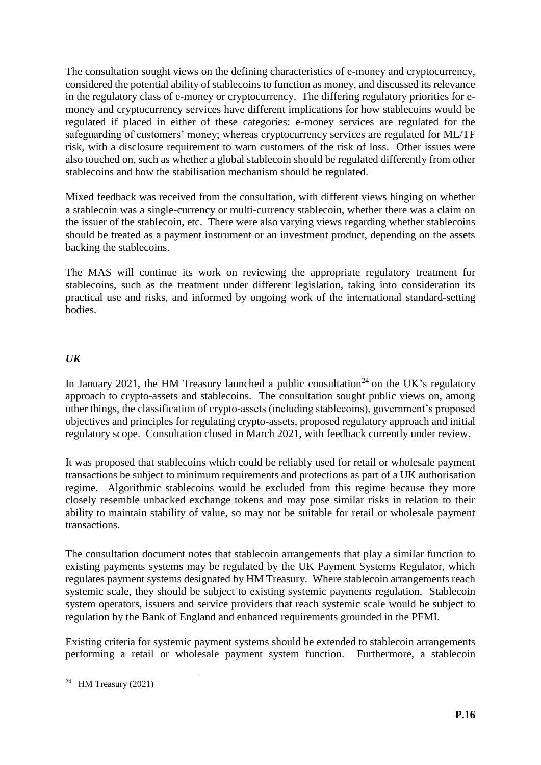The consultation sought views on the defining characteristics of e-money and cryptocurrency, considered the potential ability of stablecoins to function as money, and discussed its relevance in the regulatory class of e-money or cryptocurrency. The differing regulatory priorities for e-money and cryptocurrency services have different implications for how stablecoins would be regulated if placed in either of these categories: e-money services are regulated for the safeguarding of customers' money; whereas cryptocurrency services are regulated for ML/TF risk, with a disclosure requirement to warn customers of the risk of loss. Other issues were also touched on, such as whether a global stablecoin should be regulated differently from other stablecoins and how the stabilisation mechanism should be regulated.

Mixed feedback was received from the consultation, with different views hinging on whether a stablecoin was a single-currency or multi-currency stablecoin, whether there was a claim on the issuer of the stablecoin, etc. There were also varying views regarding whether stablecoins should be treated as a payment instrument or an investment product, depending on the assets backing the stablecoins.

The MAS will continue its work on reviewing the appropriate regulatory treatment for stablecoins, such as the treatment under different legislation, taking into consideration its practical use and risks, and informed by ongoing work of the international standard-setting bodies.

### *UK*

In January 2021, the HM Treasury launched a public consultation[24] on the UK's regulatory approach to crypto-assets and stablecoins. The consultation sought public views on, among other things, the classification of crypto-assets (including stablecoins), government's proposed objectives and principles for regulating crypto-assets, proposed regulatory approach and initial regulatory scope. Consultation closed in March 2021, with feedback currently under review.

It was proposed that stablecoins which could be reliably used for retail or wholesale payment transactions be subject to minimum requirements and protections as part of a UK authorisation regime. Algorithmic stablecoins would be excluded from this regime because they more closely resemble unbacked exchange tokens and may pose similar risks in relation to their ability to maintain stability of value, so may not be suitable for retail or wholesale payment transactions.

The consultation document notes that stablecoin arrangements that play a similar function to existing payments systems may be regulated by the UK Payment Systems Regulator, which regulates payment systems designated by HM Treasury. Where stablecoin arrangements reach systemic scale, they should be subject to existing systemic payments regulation. Stablecoin system operators, issuers and service providers that reach systemic scale would be subject to regulation by the Bank of England and enhanced requirements grounded in the PFMI.

Existing criteria for systemic payment systems should be extended to stablecoin arrangements performing a retail or wholesale payment system function. Furthermore, a stablecoin

[24] HM Treasury (2021)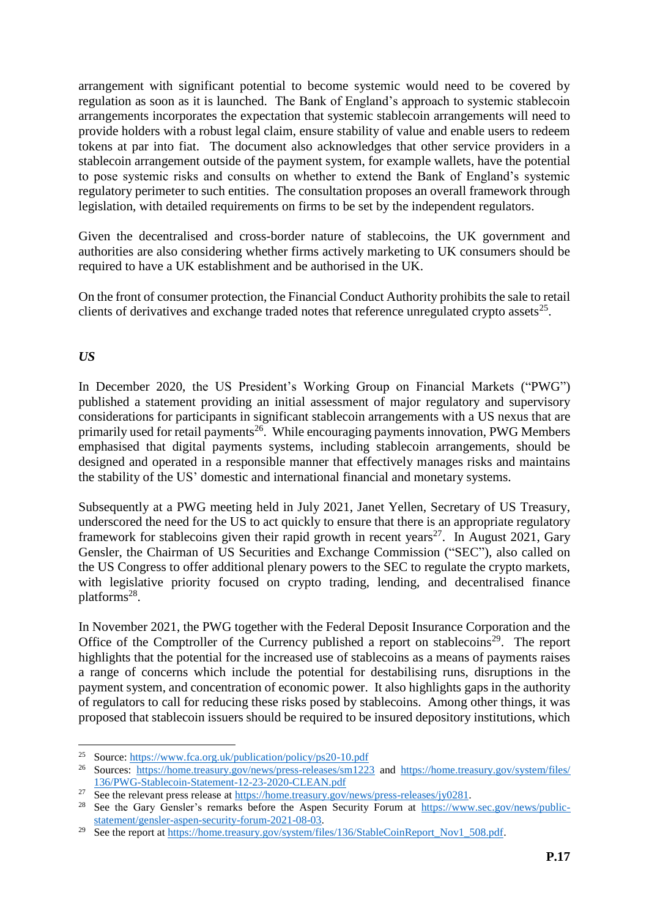arrangement with significant potential to become systemic would need to be covered by regulation as soon as it is launched. The Bank of England's approach to systemic stablecoin arrangements incorporates the expectation that systemic stablecoin arrangements will need to provide holders with a robust legal claim, ensure stability of value and enable users to redeem tokens at par into fiat. The document also acknowledges that other service providers in a stablecoin arrangement outside of the payment system, for example wallets, have the potential to pose systemic risks and consults on whether to extend the Bank of England's systemic regulatory perimeter to such entities. The consultation proposes an overall framework through legislation, with detailed requirements on firms to be set by the independent regulators.

Given the decentralised and cross-border nature of stablecoins, the UK government and authorities are also considering whether firms actively marketing to UK consumers should be required to have a UK establishment and be authorised in the UK.

On the front of consumer protection, the Financial Conduct Authority prohibits the sale to retail clients of derivatives and exchange traded notes that reference unregulated crypto assets[25].

***US***

In December 2020, the US President's Working Group on Financial Markets ("PWG") published a statement providing an initial assessment of major regulatory and supervisory considerations for participants in significant stablecoin arrangements with a US nexus that are primarily used for retail payments[26]. While encouraging payments innovation, PWG Members emphasised that digital payments systems, including stablecoin arrangements, should be designed and operated in a responsible manner that effectively manages risks and maintains the stability of the US' domestic and international financial and monetary systems.

Subsequently at a PWG meeting held in July 2021, Janet Yellen, Secretary of US Treasury, underscored the need for the US to act quickly to ensure that there is an appropriate regulatory framework for stablecoins given their rapid growth in recent years[27]. In August 2021, Gary Gensler, the Chairman of US Securities and Exchange Commission ("SEC"), also called on the US Congress to offer additional plenary powers to the SEC to regulate the crypto markets, with legislative priority focused on crypto trading, lending, and decentralised finance platforms[28].

In November 2021, the PWG together with the Federal Deposit Insurance Corporation and the Office of the Comptroller of the Currency published a report on stablecoins[29]. The report highlights that the potential for the increased use of stablecoins as a means of payments raises a range of concerns which include the potential for destabilising runs, disruptions in the payment system, and concentration of economic power. It also highlights gaps in the authority of regulators to call for reducing these risks posed by stablecoins. Among other things, it was proposed that stablecoin issuers should be required to be insured depository institutions, which

---

[25] Source: https://www.fca.org.uk/publication/policy/ps20-10.pdf

[26] Sources: https://home.treasury.gov/news/press-releases/sm1223 and https://home.treasury.gov/system/files/136/PWG-Stablecoin-Statement-12-23-2020-CLEAN.pdf

[27] See the relevant press release at https://home.treasury.gov/news/press-releases/jy0281.

[28] See the Gary Gensler's remarks before the Aspen Security Forum at https://www.sec.gov/news/public-statement/gensler-aspen-security-forum-2021-08-03.

[29] See the report at https://home.treasury.gov/system/files/136/StableCoinReport_Nov1_508.pdf.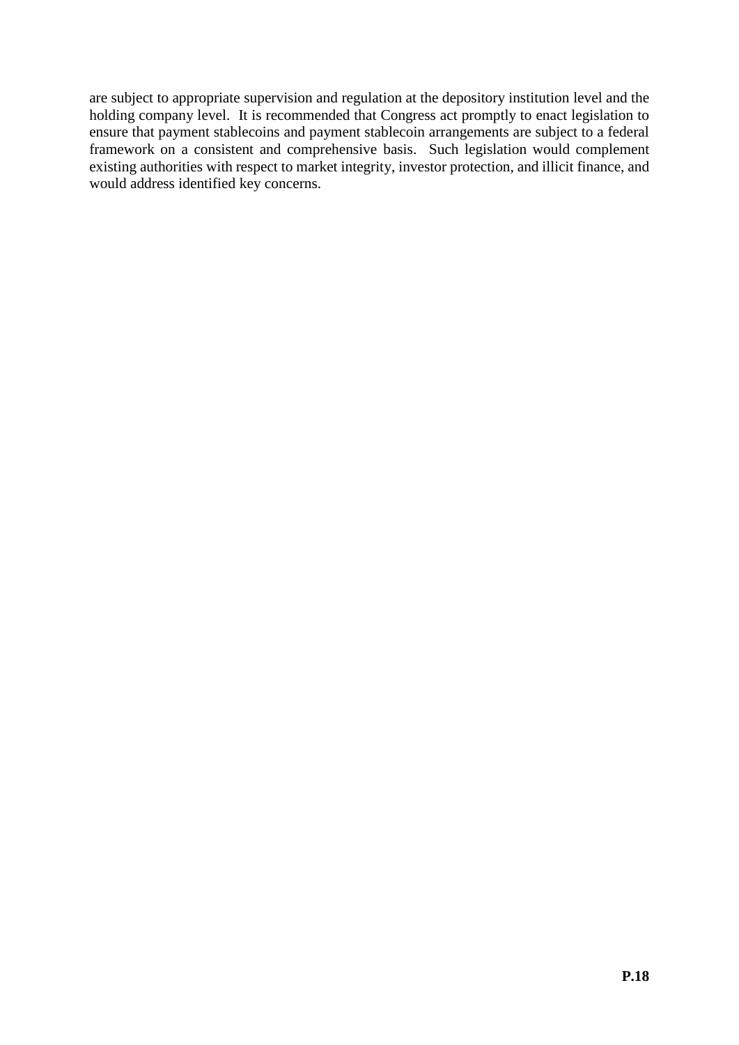are subject to appropriate supervision and regulation at the depository institution level and the holding company level. It is recommended that Congress act promptly to enact legislation to ensure that payment stablecoins and payment stablecoin arrangements are subject to a federal framework on a consistent and comprehensive basis. Such legislation would complement existing authorities with respect to market integrity, investor protection, and illicit finance, and would address identified key concerns.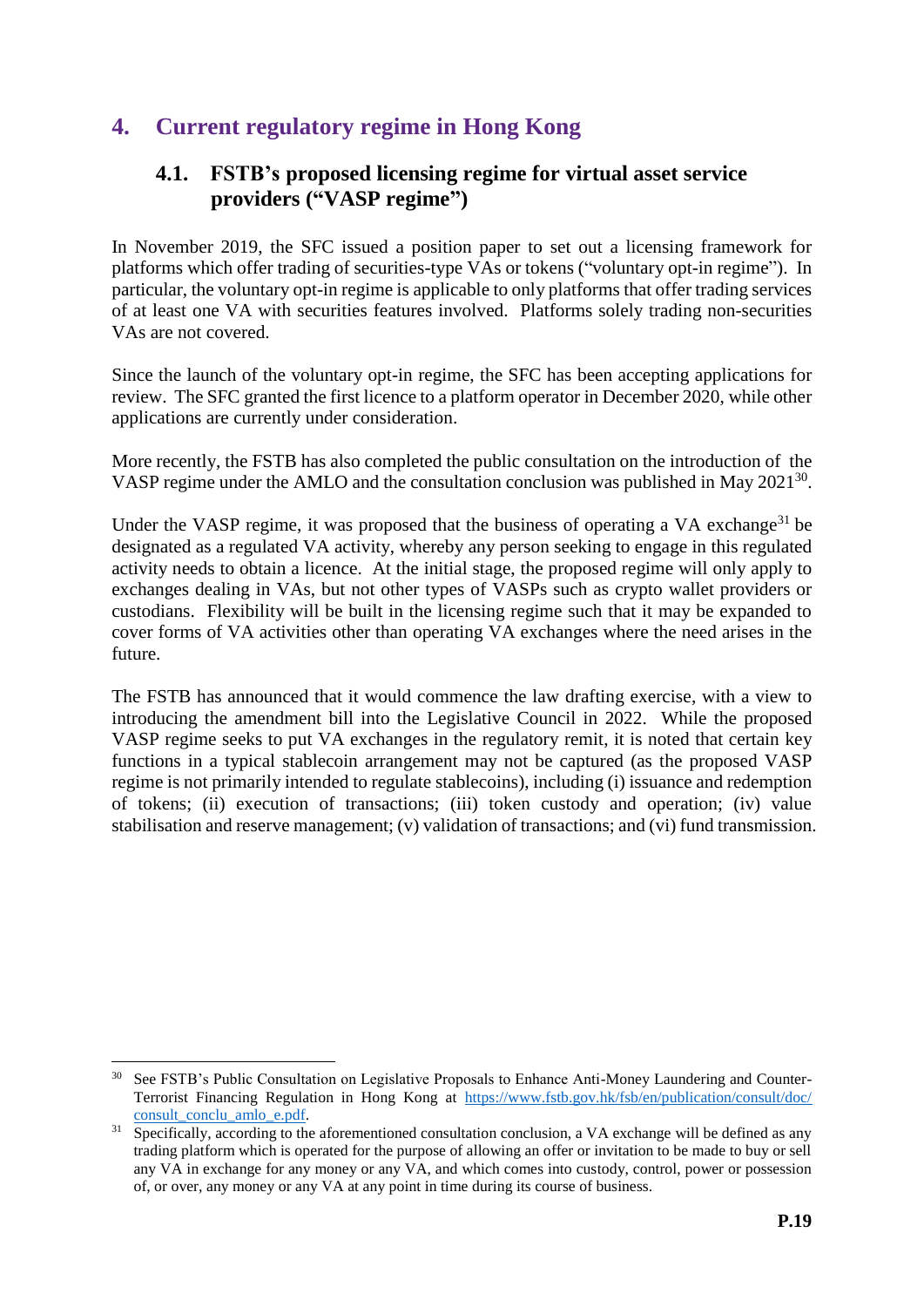# 4. Current regulatory regime in Hong Kong

## 4.1. FSTB's proposed licensing regime for virtual asset service providers ("VASP regime")

In November 2019, the SFC issued a position paper to set out a licensing framework for platforms which offer trading of securities-type VAs or tokens ("voluntary opt-in regime"). In particular, the voluntary opt-in regime is applicable to only platforms that offer trading services of at least one VA with securities features involved. Platforms solely trading non-securities VAs are not covered.

Since the launch of the voluntary opt-in regime, the SFC has been accepting applications for review. The SFC granted the first licence to a platform operator in December 2020, while other applications are currently under consideration.

More recently, the FSTB has also completed the public consultation on the introduction of the VASP regime under the AMLO and the consultation conclusion was published in May 2021[30].

Under the VASP regime, it was proposed that the business of operating a VA exchange[31] be designated as a regulated VA activity, whereby any person seeking to engage in this regulated activity needs to obtain a licence. At the initial stage, the proposed regime will only apply to exchanges dealing in VAs, but not other types of VASPs such as crypto wallet providers or custodians. Flexibility will be built in the licensing regime such that it may be expanded to cover forms of VA activities other than operating VA exchanges where the need arises in the future.

The FSTB has announced that it would commence the law drafting exercise, with a view to introducing the amendment bill into the Legislative Council in 2022. While the proposed VASP regime seeks to put VA exchanges in the regulatory remit, it is noted that certain key functions in a typical stablecoin arrangement may not be captured (as the proposed VASP regime is not primarily intended to regulate stablecoins), including (i) issuance and redemption of tokens; (ii) execution of transactions; (iii) token custody and operation; (iv) value stabilisation and reserve management; (v) validation of transactions; and (vi) fund transmission.

---

[30] See FSTB's Public Consultation on Legislative Proposals to Enhance Anti-Money Laundering and Counter-Terrorist Financing Regulation in Hong Kong at https://www.fstb.gov.hk/fsb/en/publication/consult/doc/consult_conclu_amlo_e.pdf.

[31] Specifically, according to the aforementioned consultation conclusion, a VA exchange will be defined as any trading platform which is operated for the purpose of allowing an offer or invitation to be made to buy or sell any VA in exchange for any money or any VA, and which comes into custody, control, power or possession of, or over, any money or any VA at any point in time during its course of business.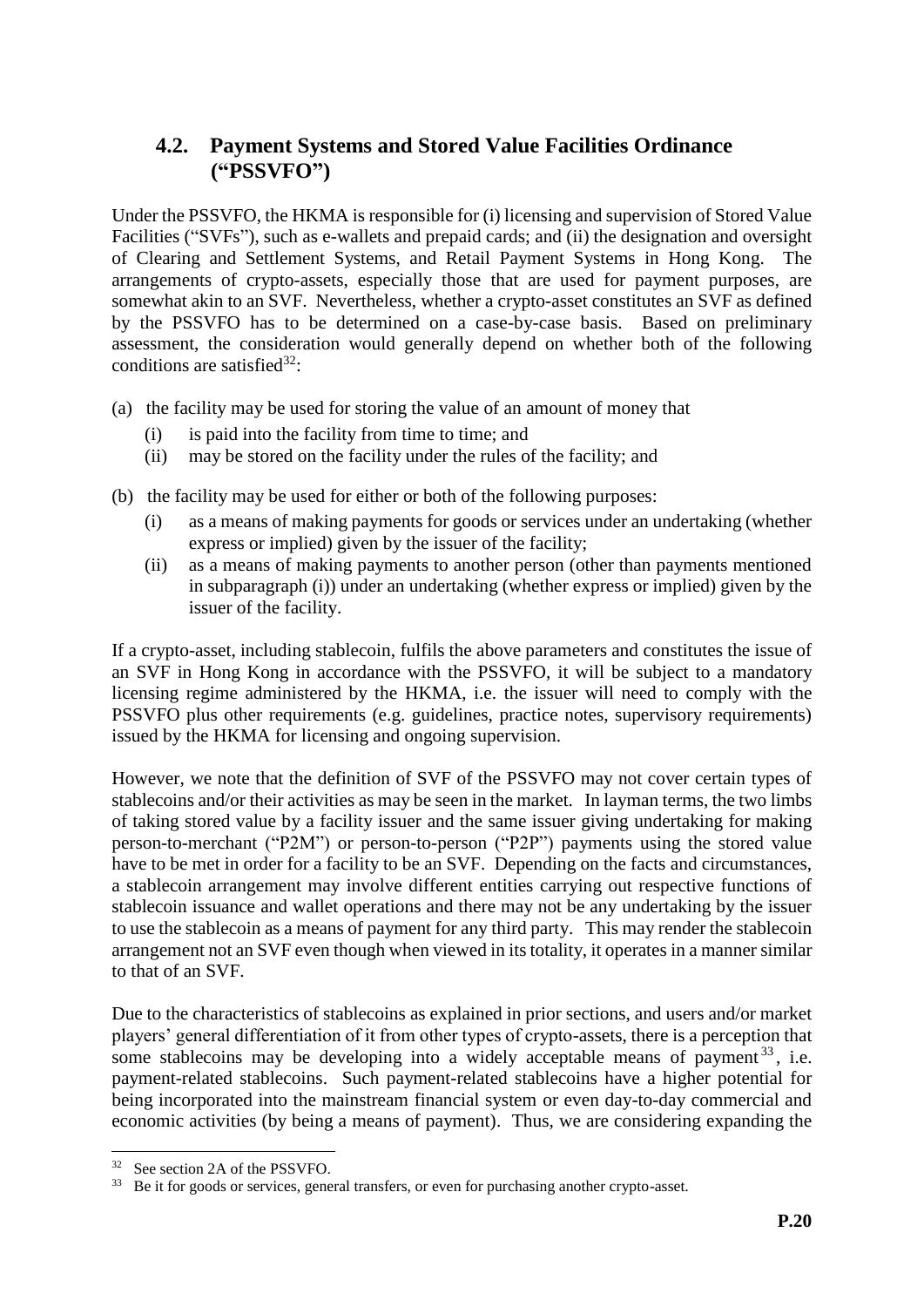## 4.2. Payment Systems and Stored Value Facilities Ordinance ("PSSVFO")

Under the PSSVFO, the HKMA is responsible for (i) licensing and supervision of Stored Value Facilities ("SVFs"), such as e-wallets and prepaid cards; and (ii) the designation and oversight of Clearing and Settlement Systems, and Retail Payment Systems in Hong Kong. The arrangements of crypto-assets, especially those that are used for payment purposes, are somewhat akin to an SVF. Nevertheless, whether a crypto-asset constitutes an SVF as defined by the PSSVFO has to be determined on a case-by-case basis. Based on preliminary assessment, the consideration would generally depend on whether both of the following conditions are satisfied[32]:

(a) the facility may be used for storing the value of an amount of money that
  - (i) is paid into the facility from time to time; and
  - (ii) may be stored on the facility under the rules of the facility; and

(b) the facility may be used for either or both of the following purposes:
  - (i) as a means of making payments for goods or services under an undertaking (whether express or implied) given by the issuer of the facility;
  - (ii) as a means of making payments to another person (other than payments mentioned in subparagraph (i)) under an undertaking (whether express or implied) given by the issuer of the facility.

If a crypto-asset, including stablecoin, fulfils the above parameters and constitutes the issue of an SVF in Hong Kong in accordance with the PSSVFO, it will be subject to a mandatory licensing regime administered by the HKMA, i.e. the issuer will need to comply with the PSSVFO plus other requirements (e.g. guidelines, practice notes, supervisory requirements) issued by the HKMA for licensing and ongoing supervision.

However, we note that the definition of SVF of the PSSVFO may not cover certain types of stablecoins and/or their activities as may be seen in the market. In layman terms, the two limbs of taking stored value by a facility issuer and the same issuer giving undertaking for making person-to-merchant ("P2M") or person-to-person ("P2P") payments using the stored value have to be met in order for a facility to be an SVF. Depending on the facts and circumstances, a stablecoin arrangement may involve different entities carrying out respective functions of stablecoin issuance and wallet operations and there may not be any undertaking by the issuer to use the stablecoin as a means of payment for any third party. This may render the stablecoin arrangement not an SVF even though when viewed in its totality, it operates in a manner similar to that of an SVF.

Due to the characteristics of stablecoins as explained in prior sections, and users and/or market players' general differentiation of it from other types of crypto-assets, there is a perception that some stablecoins may be developing into a widely acceptable means of payment[33], i.e. payment-related stablecoins. Such payment-related stablecoins have a higher potential for being incorporated into the mainstream financial system or even day-to-day commercial and economic activities (by being a means of payment). Thus, we are considering expanding the

---

[32] See section 2A of the PSSVFO.

[33] Be it for goods or services, general transfers, or even for purchasing another crypto-asset.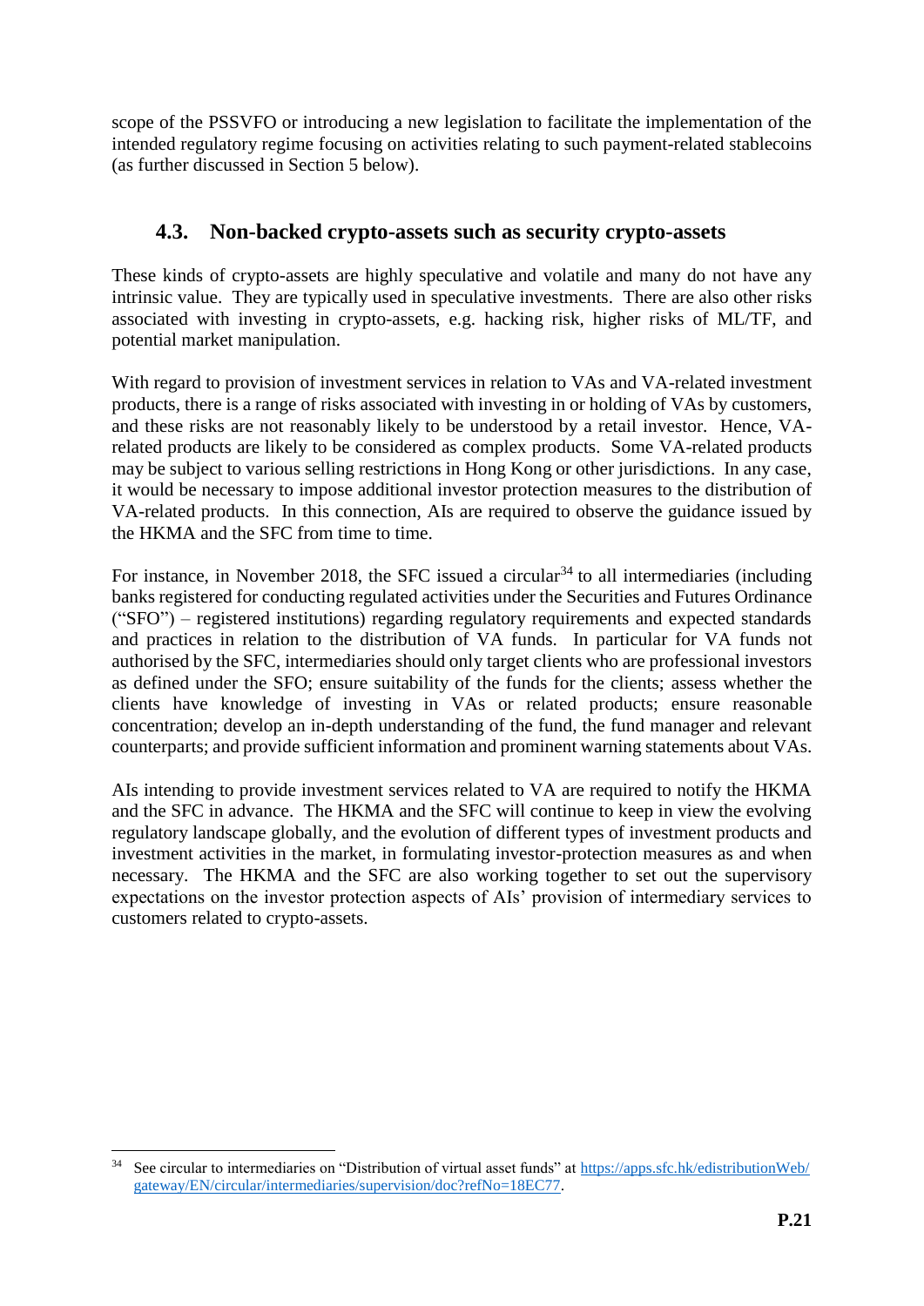scope of the PSSVFO or introducing a new legislation to facilitate the implementation of the intended regulatory regime focusing on activities relating to such payment-related stablecoins (as further discussed in Section 5 below).

### 4.3. Non-backed crypto-assets such as security crypto-assets

These kinds of crypto-assets are highly speculative and volatile and many do not have any intrinsic value. They are typically used in speculative investments. There are also other risks associated with investing in crypto-assets, e.g. hacking risk, higher risks of ML/TF, and potential market manipulation.

With regard to provision of investment services in relation to VAs and VA-related investment products, there is a range of risks associated with investing in or holding of VAs by customers, and these risks are not reasonably likely to be understood by a retail investor. Hence, VA-related products are likely to be considered as complex products. Some VA-related products may be subject to various selling restrictions in Hong Kong or other jurisdictions. In any case, it would be necessary to impose additional investor protection measures to the distribution of VA-related products. In this connection, AIs are required to observe the guidance issued by the HKMA and the SFC from time to time.

For instance, in November 2018, the SFC issued a circular[34] to all intermediaries (including banks registered for conducting regulated activities under the Securities and Futures Ordinance ("SFO") – registered institutions) regarding regulatory requirements and expected standards and practices in relation to the distribution of VA funds. In particular for VA funds not authorised by the SFC, intermediaries should only target clients who are professional investors as defined under the SFO; ensure suitability of the funds for the clients; assess whether the clients have knowledge of investing in VAs or related products; ensure reasonable concentration; develop an in-depth understanding of the fund, the fund manager and relevant counterparts; and provide sufficient information and prominent warning statements about VAs.

AIs intending to provide investment services related to VA are required to notify the HKMA and the SFC in advance. The HKMA and the SFC will continue to keep in view the evolving regulatory landscape globally, and the evolution of different types of investment products and investment activities in the market, in formulating investor-protection measures as and when necessary. The HKMA and the SFC are also working together to set out the supervisory expectations on the investor protection aspects of AIs' provision of intermediary services to customers related to crypto-assets.

---

[34] See circular to intermediaries on "Distribution of virtual asset funds" at https://apps.sfc.hk/edistributionWeb/gateway/EN/circular/intermediaries/supervision/doc?refNo=18EC77.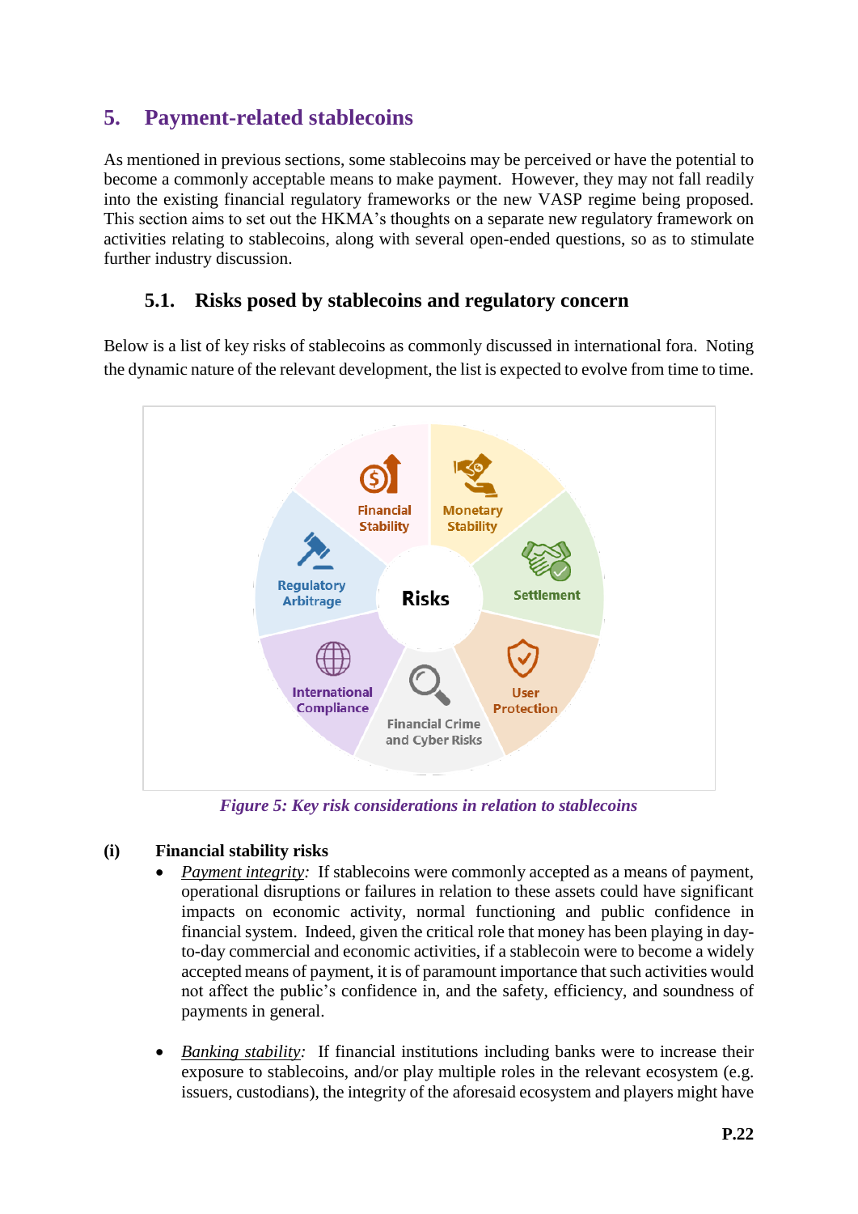## 5. Payment-related stablecoins

As mentioned in previous sections, some stablecoins may be perceived or have the potential to become a commonly acceptable means to make payment. However, they may not fall readily into the existing financial regulatory frameworks or the new VASP regime being proposed. This section aims to set out the HKMA's thoughts on a separate new regulatory framework on activities relating to stablecoins, along with several open-ended questions, so as to stimulate further industry discussion.

### 5.1. Risks posed by stablecoins and regulatory concern

Below is a list of key risks of stablecoins as commonly discussed in international fora. Noting the dynamic nature of the relevant development, the list is expected to evolve from time to time.

Risks: Financial Stability; Monetary Stability; Settlement; User Protection; Financial Crime and Cyber Risks; International Compliance; Regulatory Arbitrage

*Figure 5: Key risk considerations in relation to stablecoins*

**(i) Financial stability risks**

- *Payment integrity:* If stablecoins were commonly accepted as a means of payment, operational disruptions or failures in relation to these assets could have significant impacts on economic activity, normal functioning and public confidence in financial system. Indeed, given the critical role that money has been playing in day-to-day commercial and economic activities, if a stablecoin were to become a widely accepted means of payment, it is of paramount importance that such activities would not affect the public's confidence in, and the safety, efficiency, and soundness of payments in general.

- *Banking stability:* If financial institutions including banks were to increase their exposure to stablecoins, and/or play multiple roles in the relevant ecosystem (e.g. issuers, custodians), the integrity of the aforesaid ecosystem and players might have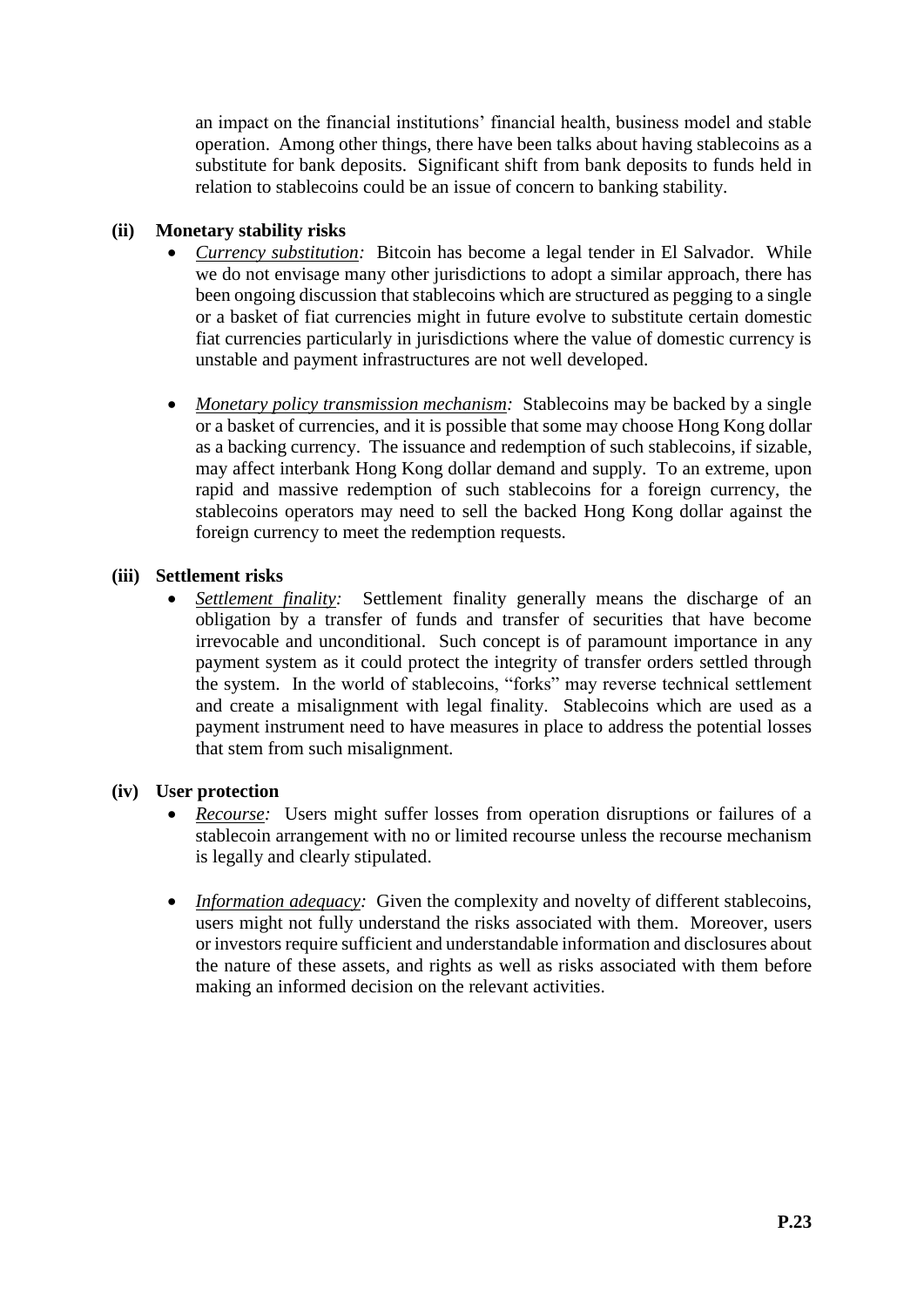an impact on the financial institutions' financial health, business model and stable operation. Among other things, there have been talks about having stablecoins as a substitute for bank deposits. Significant shift from bank deposits to funds held in relation to stablecoins could be an issue of concern to banking stability.

**(ii) Monetary stability risks**

- *Currency substitution:* Bitcoin has become a legal tender in El Salvador. While we do not envisage many other jurisdictions to adopt a similar approach, there has been ongoing discussion that stablecoins which are structured as pegging to a single or a basket of fiat currencies might in future evolve to substitute certain domestic fiat currencies particularly in jurisdictions where the value of domestic currency is unstable and payment infrastructures are not well developed.

- *Monetary policy transmission mechanism:* Stablecoins may be backed by a single or a basket of currencies, and it is possible that some may choose Hong Kong dollar as a backing currency. The issuance and redemption of such stablecoins, if sizable, may affect interbank Hong Kong dollar demand and supply. To an extreme, upon rapid and massive redemption of such stablecoins for a foreign currency, the stablecoins operators may need to sell the backed Hong Kong dollar against the foreign currency to meet the redemption requests.

**(iii) Settlement risks**

- *Settlement finality:* Settlement finality generally means the discharge of an obligation by a transfer of funds and transfer of securities that have become irrevocable and unconditional. Such concept is of paramount importance in any payment system as it could protect the integrity of transfer orders settled through the system. In the world of stablecoins, "forks" may reverse technical settlement and create a misalignment with legal finality. Stablecoins which are used as a payment instrument need to have measures in place to address the potential losses that stem from such misalignment.

**(iv) User protection**

- *Recourse:* Users might suffer losses from operation disruptions or failures of a stablecoin arrangement with no or limited recourse unless the recourse mechanism is legally and clearly stipulated.

- *Information adequacy:* Given the complexity and novelty of different stablecoins, users might not fully understand the risks associated with them. Moreover, users or investors require sufficient and understandable information and disclosures about the nature of these assets, and rights as well as risks associated with them before making an informed decision on the relevant activities.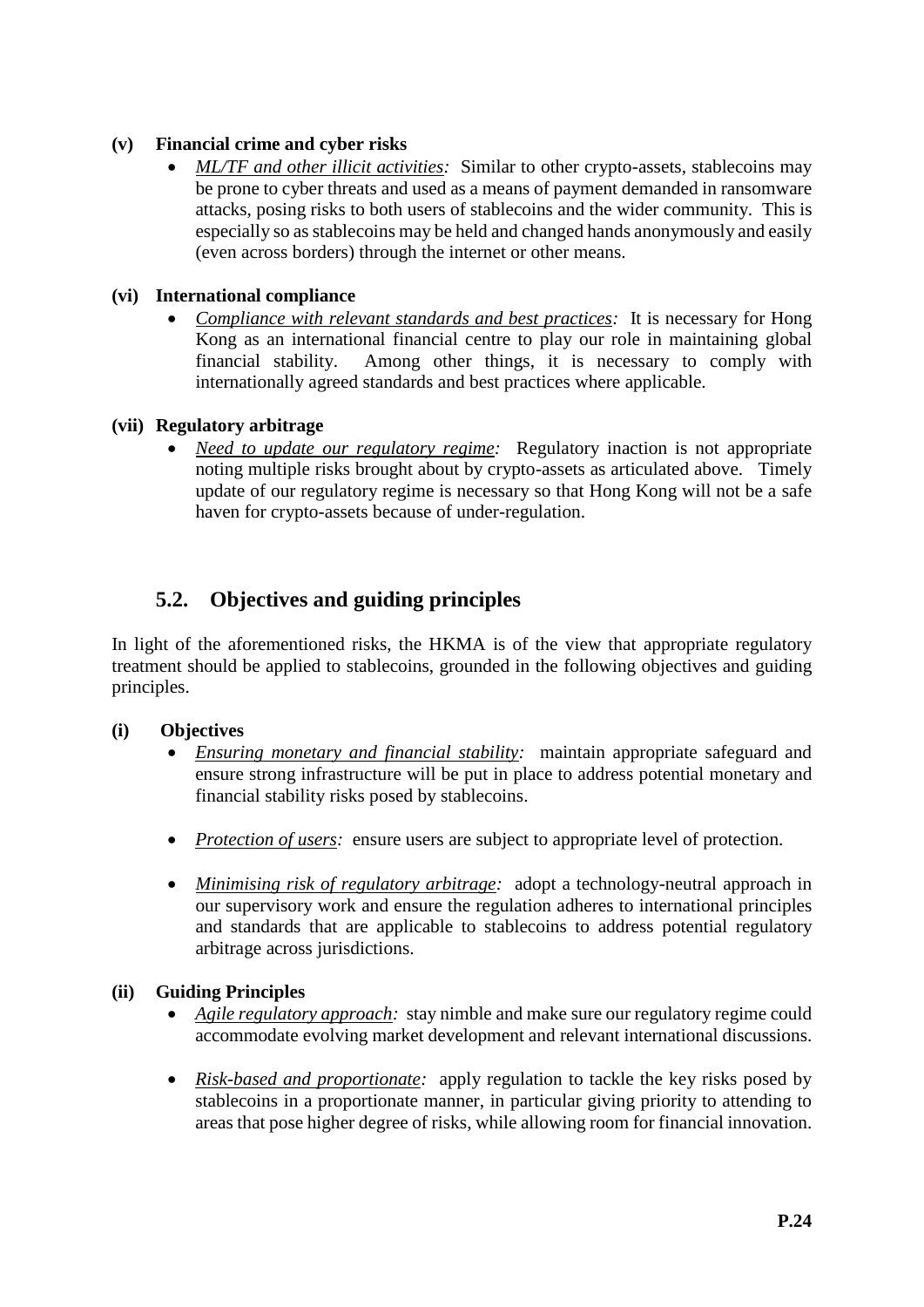**(v) Financial crime and cyber risks**

- <u>*ML/TF and other illicit activities*</u>*:* Similar to other crypto-assets, stablecoins may be prone to cyber threats and used as a means of payment demanded in ransomware attacks, posing risks to both users of stablecoins and the wider community. This is especially so as stablecoins may be held and changed hands anonymously and easily (even across borders) through the internet or other means.

**(vi) International compliance**

- <u>*Compliance with relevant standards and best practices*</u>*:* It is necessary for Hong Kong as an international financial centre to play our role in maintaining global financial stability. Among other things, it is necessary to comply with internationally agreed standards and best practices where applicable.

**(vii) Regulatory arbitrage**

- <u>*Need to update our regulatory regime*</u>*:* Regulatory inaction is not appropriate noting multiple risks brought about by crypto-assets as articulated above. Timely update of our regulatory regime is necessary so that Hong Kong will not be a safe haven for crypto-assets because of under-regulation.

## 5.2. Objectives and guiding principles

In light of the aforementioned risks, the HKMA is of the view that appropriate regulatory treatment should be applied to stablecoins, grounded in the following objectives and guiding principles.

**(i) Objectives**

- <u>*Ensuring monetary and financial stability*</u>*:* maintain appropriate safeguard and ensure strong infrastructure will be put in place to address potential monetary and financial stability risks posed by stablecoins.
- <u>*Protection of users*</u>*:* ensure users are subject to appropriate level of protection.
- <u>*Minimising risk of regulatory arbitrage*</u>*:* adopt a technology-neutral approach in our supervisory work and ensure the regulation adheres to international principles and standards that are applicable to stablecoins to address potential regulatory arbitrage across jurisdictions.

**(ii) Guiding Principles**

- <u>*Agile regulatory approach*</u>*:* stay nimble and make sure our regulatory regime could accommodate evolving market development and relevant international discussions.
- <u>*Risk-based and proportionate*</u>*:* apply regulation to tackle the key risks posed by stablecoins in a proportionate manner, in particular giving priority to attending to areas that pose higher degree of risks, while allowing room for financial innovation.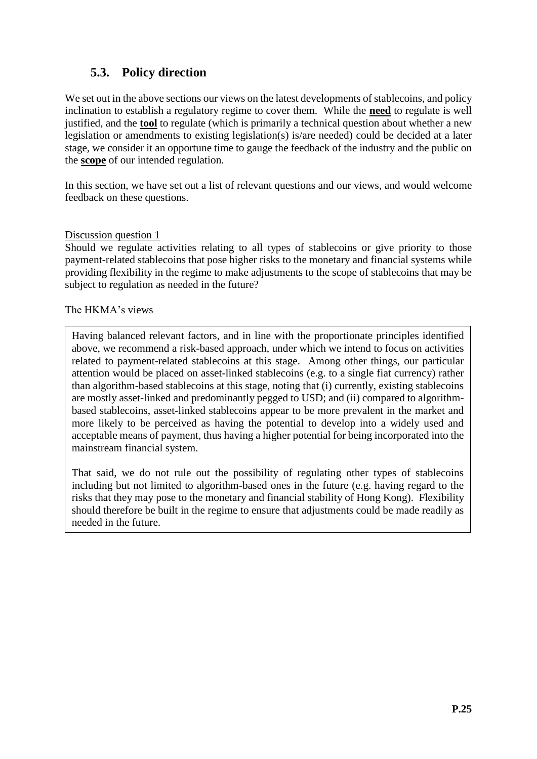## 5.3. Policy direction

We set out in the above sections our views on the latest developments of stablecoins, and policy inclination to establish a regulatory regime to cover them. While the **need** to regulate is well justified, and the **tool** to regulate (which is primarily a technical question about whether a new legislation or amendments to existing legislation(s) is/are needed) could be decided at a later stage, we consider it an opportune time to gauge the feedback of the industry and the public on the **scope** of our intended regulation.

In this section, we have set out a list of relevant questions and our views, and would welcome feedback on these questions.

Discussion question 1

Should we regulate activities relating to all types of stablecoins or give priority to those payment-related stablecoins that pose higher risks to the monetary and financial systems while providing flexibility in the regime to make adjustments to the scope of stablecoins that may be subject to regulation as needed in the future?

The HKMA's views

Having balanced relevant factors, and in line with the proportionate principles identified above, we recommend a risk-based approach, under which we intend to focus on activities related to payment-related stablecoins at this stage. Among other things, our particular attention would be placed on asset-linked stablecoins (e.g. to a single fiat currency) rather than algorithm-based stablecoins at this stage, noting that (i) currently, existing stablecoins are mostly asset-linked and predominantly pegged to USD; and (ii) compared to algorithm-based stablecoins, asset-linked stablecoins appear to be more prevalent in the market and more likely to be perceived as having the potential to develop into a widely used and acceptable means of payment, thus having a higher potential for being incorporated into the mainstream financial system.

That said, we do not rule out the possibility of regulating other types of stablecoins including but not limited to algorithm-based ones in the future (e.g. having regard to the risks that they may pose to the monetary and financial stability of Hong Kong). Flexibility should therefore be built in the regime to ensure that adjustments could be made readily as needed in the future.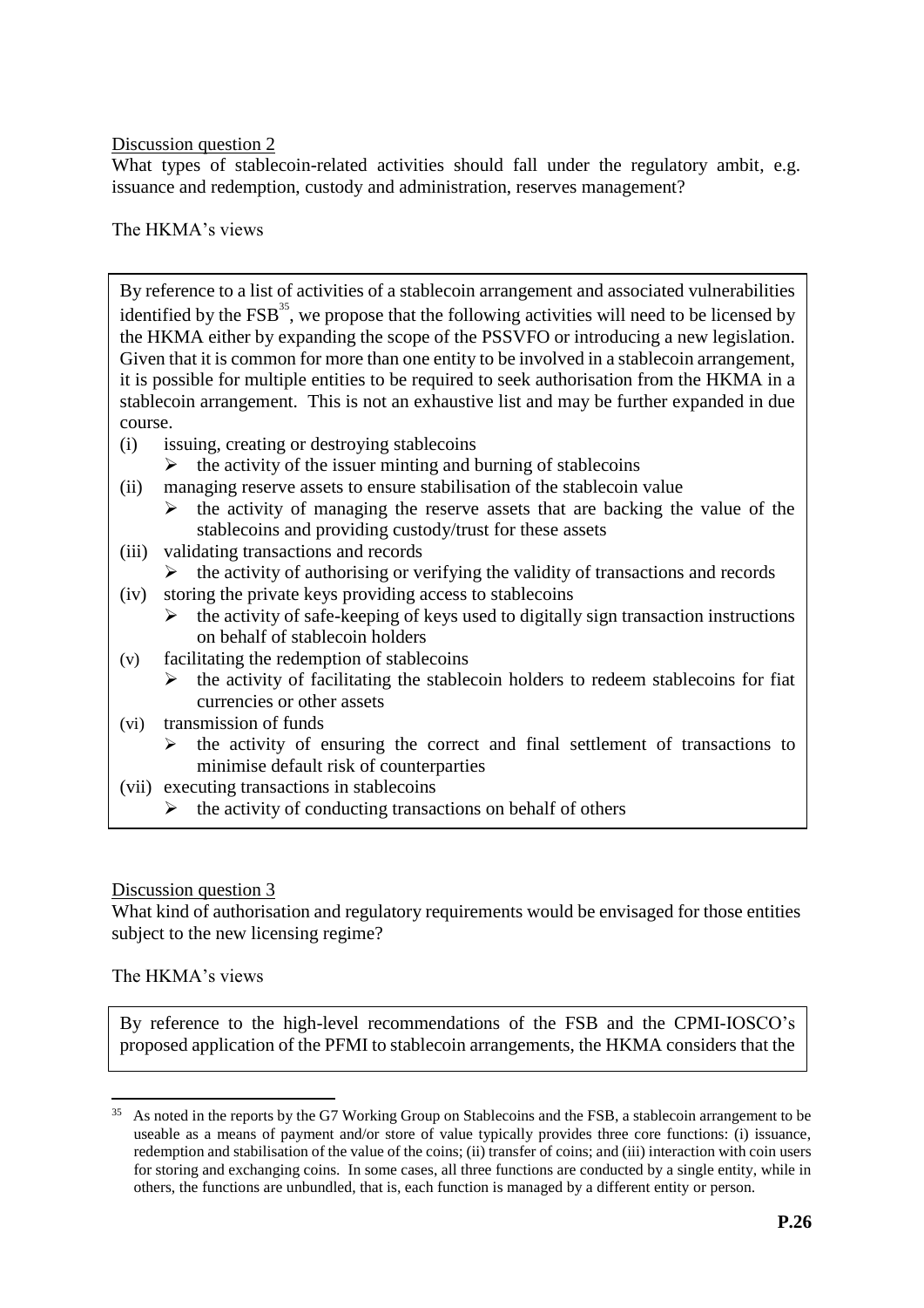Discussion question 2

What types of stablecoin-related activities should fall under the regulatory ambit, e.g. issuance and redemption, custody and administration, reserves management?

The HKMA's views

By reference to a list of activities of a stablecoin arrangement and associated vulnerabilities identified by the FSB[35], we propose that the following activities will need to be licensed by the HKMA either by expanding the scope of the PSSVFO or introducing a new legislation. Given that it is common for more than one entity to be involved in a stablecoin arrangement, it is possible for multiple entities to be required to seek authorisation from the HKMA in a stablecoin arrangement. This is not an exhaustive list and may be further expanded in due course.

(i) issuing, creating or destroying stablecoins
   - the activity of the issuer minting and burning of stablecoins

(ii) managing reserve assets to ensure stabilisation of the stablecoin value
   - the activity of managing the reserve assets that are backing the value of the stablecoins and providing custody/trust for these assets

(iii) validating transactions and records
   - the activity of authorising or verifying the validity of transactions and records

(iv) storing the private keys providing access to stablecoins
   - the activity of safe-keeping of keys used to digitally sign transaction instructions on behalf of stablecoin holders

(v) facilitating the redemption of stablecoins
   - the activity of facilitating the stablecoin holders to redeem stablecoins for fiat currencies or other assets

(vi) transmission of funds
   - the activity of ensuring the correct and final settlement of transactions to minimise default risk of counterparties

(vii) executing transactions in stablecoins
   - the activity of conducting transactions on behalf of others

Discussion question 3

What kind of authorisation and regulatory requirements would be envisaged for those entities subject to the new licensing regime?

The HKMA's views

By reference to the high-level recommendations of the FSB and the CPMI-IOSCO's proposed application of the PFMI to stablecoin arrangements, the HKMA considers that the

---

[35] As noted in the reports by the G7 Working Group on Stablecoins and the FSB, a stablecoin arrangement to be useable as a means of payment and/or store of value typically provides three core functions: (i) issuance, redemption and stabilisation of the value of the coins; (ii) transfer of coins; and (iii) interaction with coin users for storing and exchanging coins. In some cases, all three functions are conducted by a single entity, while in others, the functions are unbundled, that is, each function is managed by a different entity or person.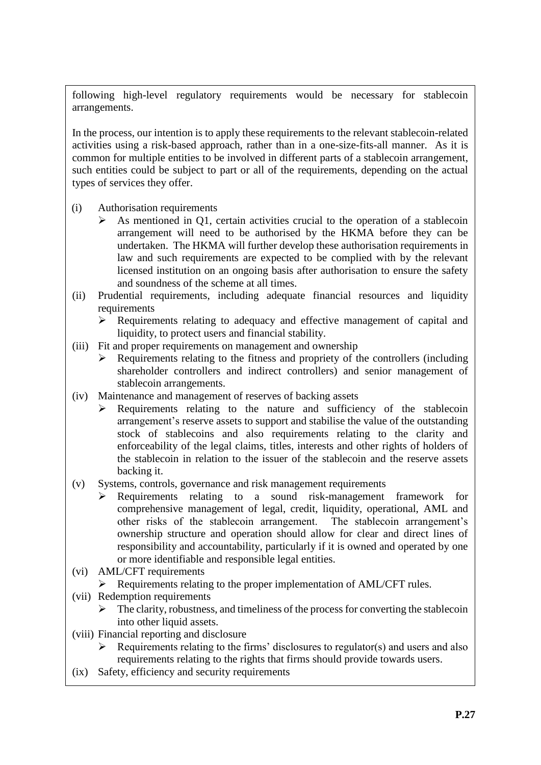following high-level regulatory requirements would be necessary for stablecoin arrangements.

In the process, our intention is to apply these requirements to the relevant stablecoin-related activities using a risk-based approach, rather than in a one-size-fits-all manner. As it is common for multiple entities to be involved in different parts of a stablecoin arrangement, such entities could be subject to part or all of the requirements, depending on the actual types of services they offer.

(i) Authorisation requirements
   - As mentioned in Q1, certain activities crucial to the operation of a stablecoin arrangement will need to be authorised by the HKMA before they can be undertaken. The HKMA will further develop these authorisation requirements in law and such requirements are expected to be complied with by the relevant licensed institution on an ongoing basis after authorisation to ensure the safety and soundness of the scheme at all times.

(ii) Prudential requirements, including adequate financial resources and liquidity requirements
   - Requirements relating to adequacy and effective management of capital and liquidity, to protect users and financial stability.

(iii) Fit and proper requirements on management and ownership
   - Requirements relating to the fitness and propriety of the controllers (including shareholder controllers and indirect controllers) and senior management of stablecoin arrangements.

(iv) Maintenance and management of reserves of backing assets
   - Requirements relating to the nature and sufficiency of the stablecoin arrangement's reserve assets to support and stabilise the value of the outstanding stock of stablecoins and also requirements relating to the clarity and enforceability of the legal claims, titles, interests and other rights of holders of the stablecoin in relation to the issuer of the stablecoin and the reserve assets backing it.

(v) Systems, controls, governance and risk management requirements
   - Requirements relating to a sound risk-management framework for comprehensive management of legal, credit, liquidity, operational, AML and other risks of the stablecoin arrangement. The stablecoin arrangement's ownership structure and operation should allow for clear and direct lines of responsibility and accountability, particularly if it is owned and operated by one or more identifiable and responsible legal entities.

(vi) AML/CFT requirements
   - Requirements relating to the proper implementation of AML/CFT rules.

(vii) Redemption requirements
   - The clarity, robustness, and timeliness of the process for converting the stablecoin into other liquid assets.

(viii) Financial reporting and disclosure
   - Requirements relating to the firms' disclosures to regulator(s) and users and also requirements relating to the rights that firms should provide towards users.

(ix) Safety, efficiency and security requirements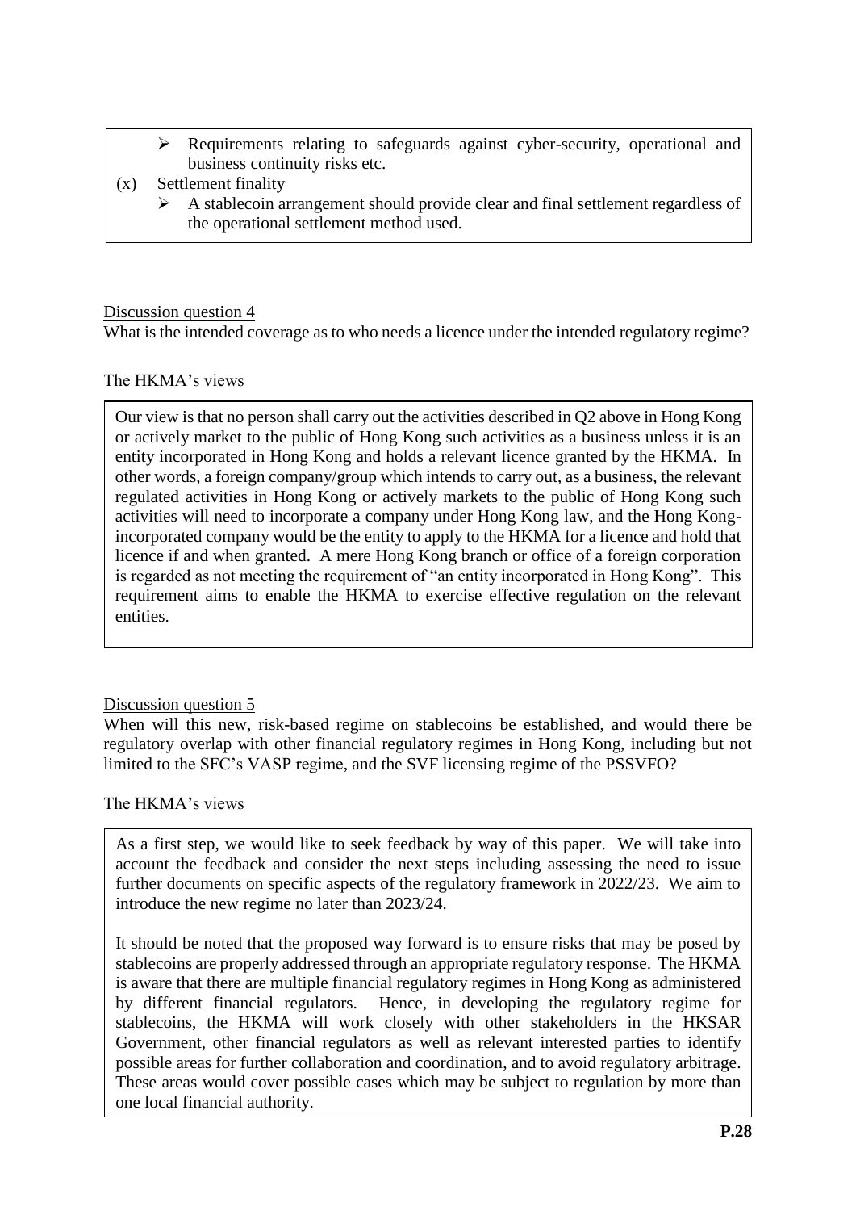- Requirements relating to safeguards against cyber-security, operational and business continuity risks etc.

(x) Settlement finality

- A stablecoin arrangement should provide clear and final settlement regardless of the operational settlement method used.

Discussion question 4

What is the intended coverage as to who needs a licence under the intended regulatory regime?

The HKMA's views

Our view is that no person shall carry out the activities described in Q2 above in Hong Kong or actively market to the public of Hong Kong such activities as a business unless it is an entity incorporated in Hong Kong and holds a relevant licence granted by the HKMA. In other words, a foreign company/group which intends to carry out, as a business, the relevant regulated activities in Hong Kong or actively markets to the public of Hong Kong such activities will need to incorporate a company under Hong Kong law, and the Hong Kong-incorporated company would be the entity to apply to the HKMA for a licence and hold that licence if and when granted. A mere Hong Kong branch or office of a foreign corporation is regarded as not meeting the requirement of "an entity incorporated in Hong Kong". This requirement aims to enable the HKMA to exercise effective regulation on the relevant entities.

Discussion question 5

When will this new, risk-based regime on stablecoins be established, and would there be regulatory overlap with other financial regulatory regimes in Hong Kong, including but not limited to the SFC's VASP regime, and the SVF licensing regime of the PSSVFO?

The HKMA's views

As a first step, we would like to seek feedback by way of this paper. We will take into account the feedback and consider the next steps including assessing the need to issue further documents on specific aspects of the regulatory framework in 2022/23. We aim to introduce the new regime no later than 2023/24.

It should be noted that the proposed way forward is to ensure risks that may be posed by stablecoins are properly addressed through an appropriate regulatory response. The HKMA is aware that there are multiple financial regulatory regimes in Hong Kong as administered by different financial regulators. Hence, in developing the regulatory regime for stablecoins, the HKMA will work closely with other stakeholders in the HKSAR Government, other financial regulators as well as relevant interested parties to identify possible areas for further collaboration and coordination, and to avoid regulatory arbitrage. These areas would cover possible cases which may be subject to regulation by more than one local financial authority.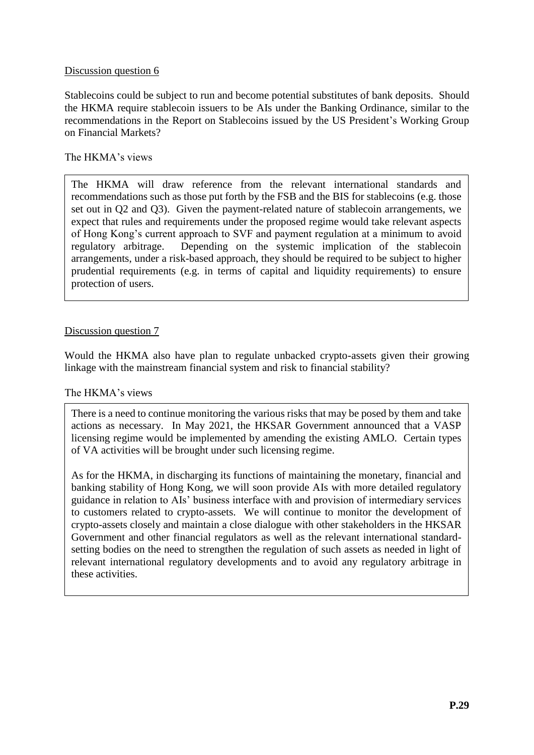Discussion question 6

Stablecoins could be subject to run and become potential substitutes of bank deposits. Should the HKMA require stablecoin issuers to be AIs under the Banking Ordinance, similar to the recommendations in the Report on Stablecoins issued by the US President's Working Group on Financial Markets?

The HKMA's views

> The HKMA will draw reference from the relevant international standards and recommendations such as those put forth by the FSB and the BIS for stablecoins (e.g. those set out in Q2 and Q3). Given the payment-related nature of stablecoin arrangements, we expect that rules and requirements under the proposed regime would take relevant aspects of Hong Kong's current approach to SVF and payment regulation at a minimum to avoid regulatory arbitrage. Depending on the systemic implication of the stablecoin arrangements, under a risk-based approach, they should be required to be subject to higher prudential requirements (e.g. in terms of capital and liquidity requirements) to ensure protection of users.

Discussion question 7

Would the HKMA also have plan to regulate unbacked crypto-assets given their growing linkage with the mainstream financial system and risk to financial stability?

The HKMA's views

> There is a need to continue monitoring the various risks that may be posed by them and take actions as necessary. In May 2021, the HKSAR Government announced that a VASP licensing regime would be implemented by amending the existing AMLO. Certain types of VA activities will be brought under such licensing regime.
>
> As for the HKMA, in discharging its functions of maintaining the monetary, financial and banking stability of Hong Kong, we will soon provide AIs with more detailed regulatory guidance in relation to AIs' business interface with and provision of intermediary services to customers related to crypto-assets. We will continue to monitor the development of crypto-assets closely and maintain a close dialogue with other stakeholders in the HKSAR Government and other financial regulators as well as the relevant international standard-setting bodies on the need to strengthen the regulation of such assets as needed in light of relevant international regulatory developments and to avoid any regulatory arbitrage in these activities.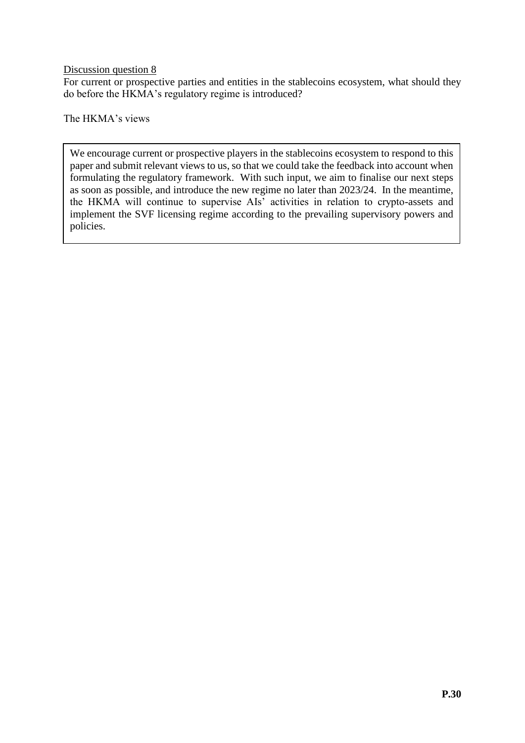<u>Discussion question 8</u>

For current or prospective parties and entities in the stablecoins ecosystem, what should they do before the HKMA's regulatory regime is introduced?

The HKMA's views

> We encourage current or prospective players in the stablecoins ecosystem to respond to this paper and submit relevant views to us, so that we could take the feedback into account when formulating the regulatory framework. With such input, we aim to finalise our next steps as soon as possible, and introduce the new regime no later than 2023/24. In the meantime, the HKMA will continue to supervise AIs' activities in relation to crypto-assets and implement the SVF licensing regime according to the prevailing supervisory powers and policies.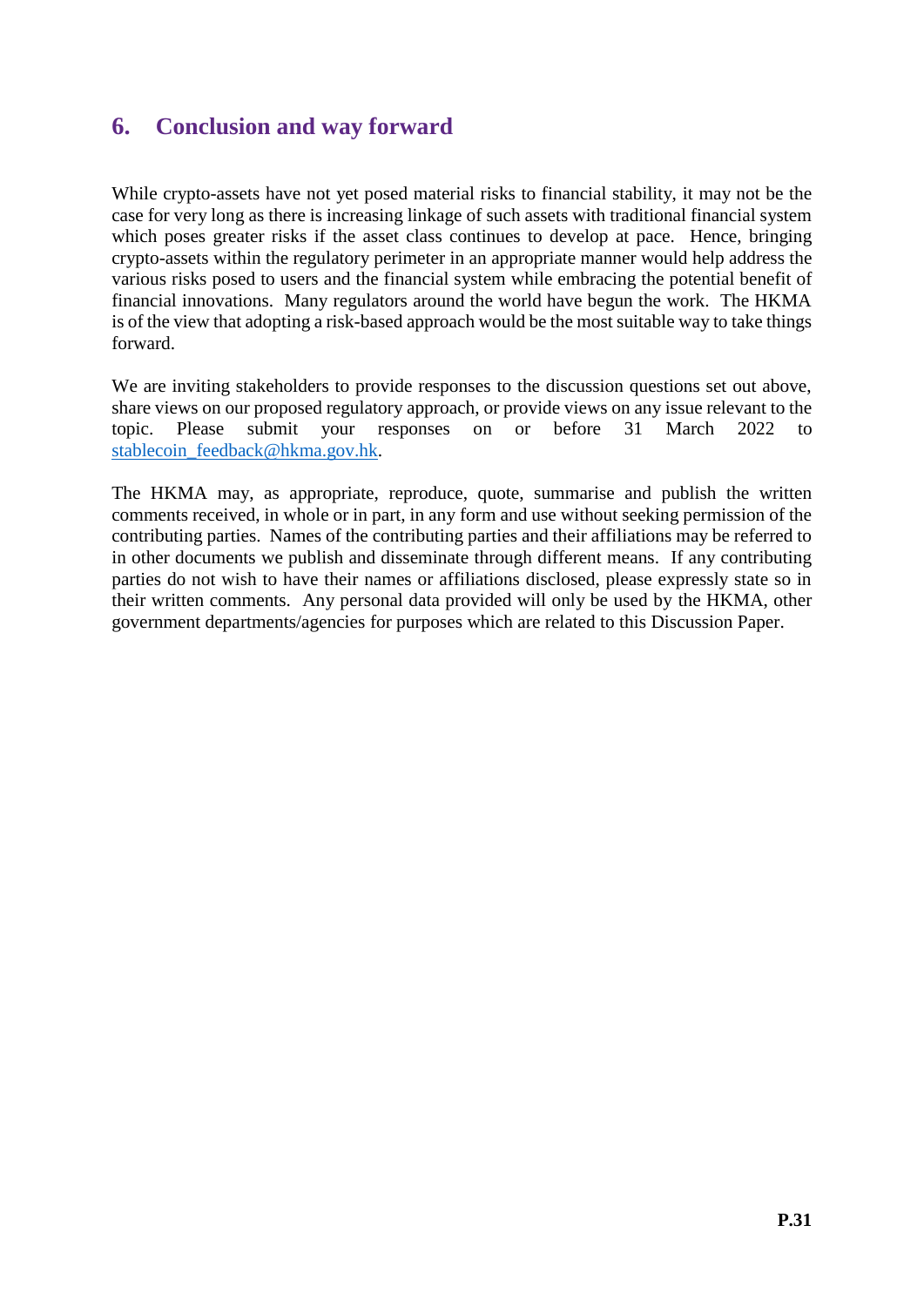## 6. Conclusion and way forward

While crypto-assets have not yet posed material risks to financial stability, it may not be the case for very long as there is increasing linkage of such assets with traditional financial system which poses greater risks if the asset class continues to develop at pace. Hence, bringing crypto-assets within the regulatory perimeter in an appropriate manner would help address the various risks posed to users and the financial system while embracing the potential benefit of financial innovations. Many regulators around the world have begun the work. The HKMA is of the view that adopting a risk-based approach would be the most suitable way to take things forward.

We are inviting stakeholders to provide responses to the discussion questions set out above, share views on our proposed regulatory approach, or provide views on any issue relevant to the topic. Please submit your responses on or before 31 March 2022 to stablecoin_feedback@hkma.gov.hk.

The HKMA may, as appropriate, reproduce, quote, summarise and publish the written comments received, in whole or in part, in any form and use without seeking permission of the contributing parties. Names of the contributing parties and their affiliations may be referred to in other documents we publish and disseminate through different means. If any contributing parties do not wish to have their names or affiliations disclosed, please expressly state so in their written comments. Any personal data provided will only be used by the HKMA, other government departments/agencies for purposes which are related to this Discussion Paper.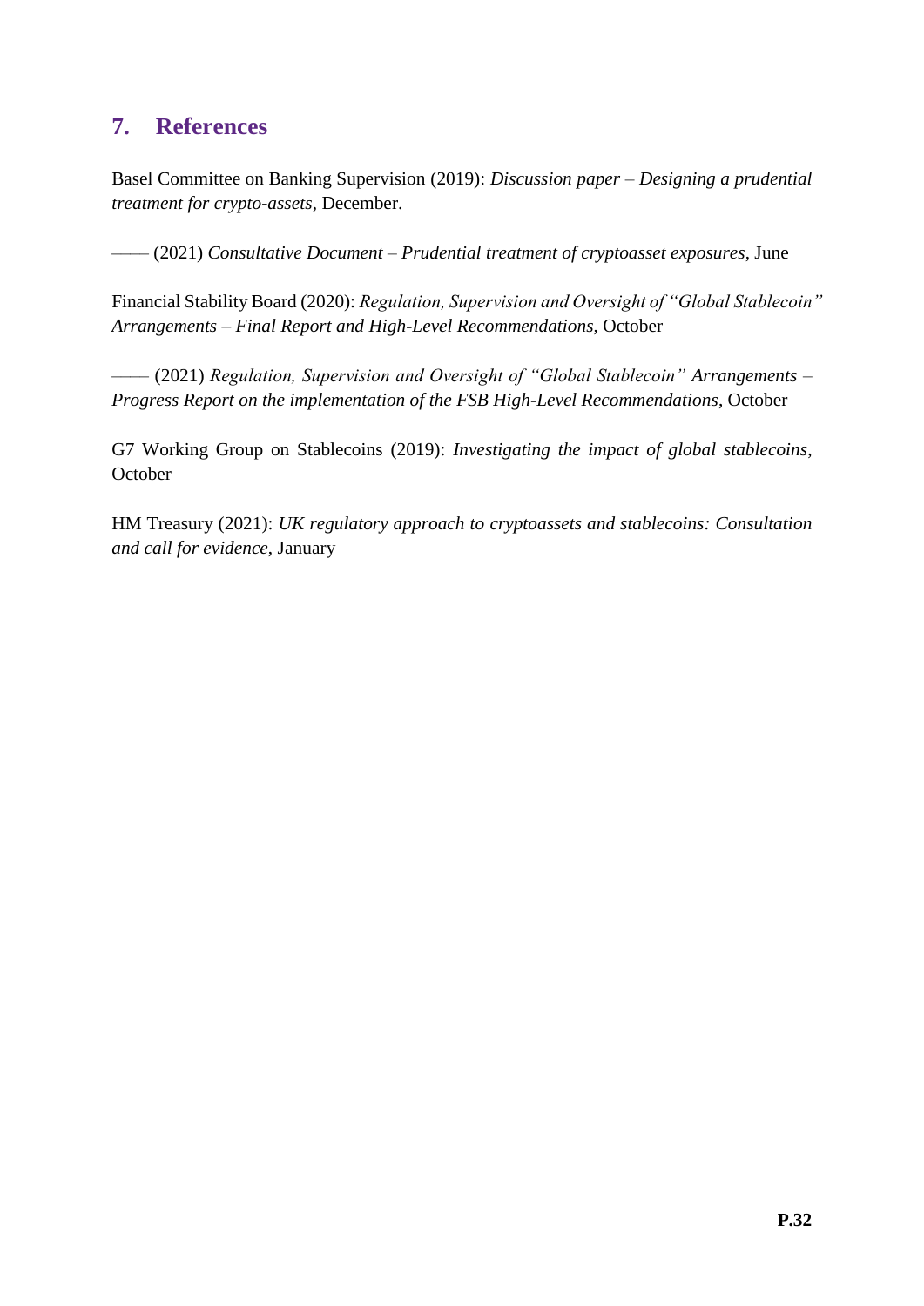## 7. References

Basel Committee on Banking Supervision (2019): *Discussion paper – Designing a prudential treatment for crypto-assets*, December.

—— (2021) *Consultative Document – Prudential treatment of cryptoasset exposures*, June

Financial Stability Board (2020): *Regulation, Supervision and Oversight of "Global Stablecoin" Arrangements – Final Report and High-Level Recommendations*, October

—— (2021) *Regulation, Supervision and Oversight of "Global Stablecoin" Arrangements – Progress Report on the implementation of the FSB High-Level Recommendations*, October

G7 Working Group on Stablecoins (2019): *Investigating the impact of global stablecoins*, October

HM Treasury (2021): *UK regulatory approach to cryptoassets and stablecoins: Consultation and call for evidence*, January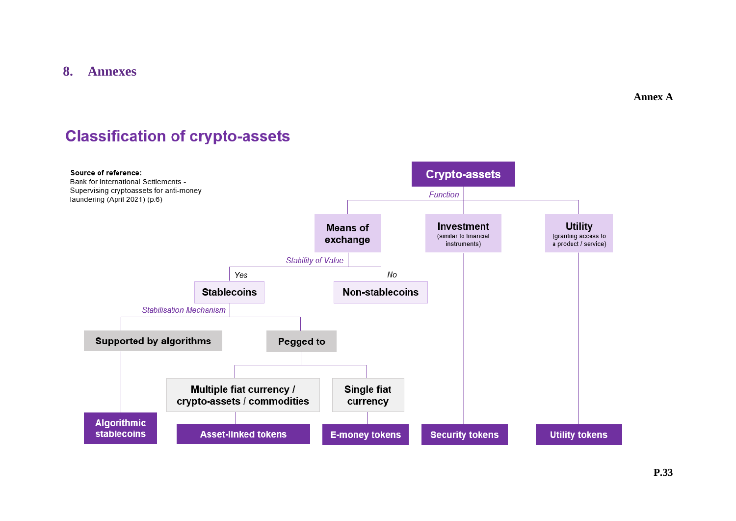# 8. Annexes

**Annex A**

## Classification of crypto-assets

**Source of reference:**
Bank for International Settlements - Supervising cryptoassets for anti-money laundering (April 2021) (p.6)

- **Crypto-assets**
  - *Function*
    - **Means of exchange**
      - *Stability of Value*
        - *Yes* → **Stablecoins**
          - *Stabilisation Mechanism*
            - **Supported by algorithms** → **Algorithmic stablecoins**
            - **Pegged to**
              - **Multiple fiat currency / crypto-assets / commodities** → **Asset-linked tokens**
              - **Single fiat currency** → **E-money tokens**
        - *No* → **Non-stablecoins**
    - **Investment** (similar to financial instruments) → **Security tokens**
    - **Utility** (granting access to a product / service) → **Utility tokens**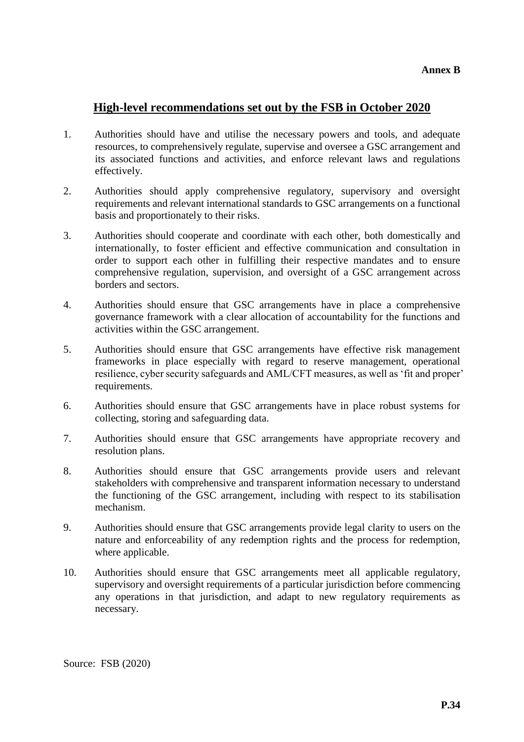**Annex B**

## High-level recommendations set out by the FSB in October 2020

1. Authorities should have and utilise the necessary powers and tools, and adequate resources, to comprehensively regulate, supervise and oversee a GSC arrangement and its associated functions and activities, and enforce relevant laws and regulations effectively.

2. Authorities should apply comprehensive regulatory, supervisory and oversight requirements and relevant international standards to GSC arrangements on a functional basis and proportionately to their risks.

3. Authorities should cooperate and coordinate with each other, both domestically and internationally, to foster efficient and effective communication and consultation in order to support each other in fulfilling their respective mandates and to ensure comprehensive regulation, supervision, and oversight of a GSC arrangement across borders and sectors.

4. Authorities should ensure that GSC arrangements have in place a comprehensive governance framework with a clear allocation of accountability for the functions and activities within the GSC arrangement.

5. Authorities should ensure that GSC arrangements have effective risk management frameworks in place especially with regard to reserve management, operational resilience, cyber security safeguards and AML/CFT measures, as well as 'fit and proper' requirements.

6. Authorities should ensure that GSC arrangements have in place robust systems for collecting, storing and safeguarding data.

7. Authorities should ensure that GSC arrangements have appropriate recovery and resolution plans.

8. Authorities should ensure that GSC arrangements provide users and relevant stakeholders with comprehensive and transparent information necessary to understand the functioning of the GSC arrangement, including with respect to its stabilisation mechanism.

9. Authorities should ensure that GSC arrangements provide legal clarity to users on the nature and enforceability of any redemption rights and the process for redemption, where applicable.

10. Authorities should ensure that GSC arrangements meet all applicable regulatory, supervisory and oversight requirements of a particular jurisdiction before commencing any operations in that jurisdiction, and adapt to new regulatory requirements as necessary.

Source: FSB (2020)